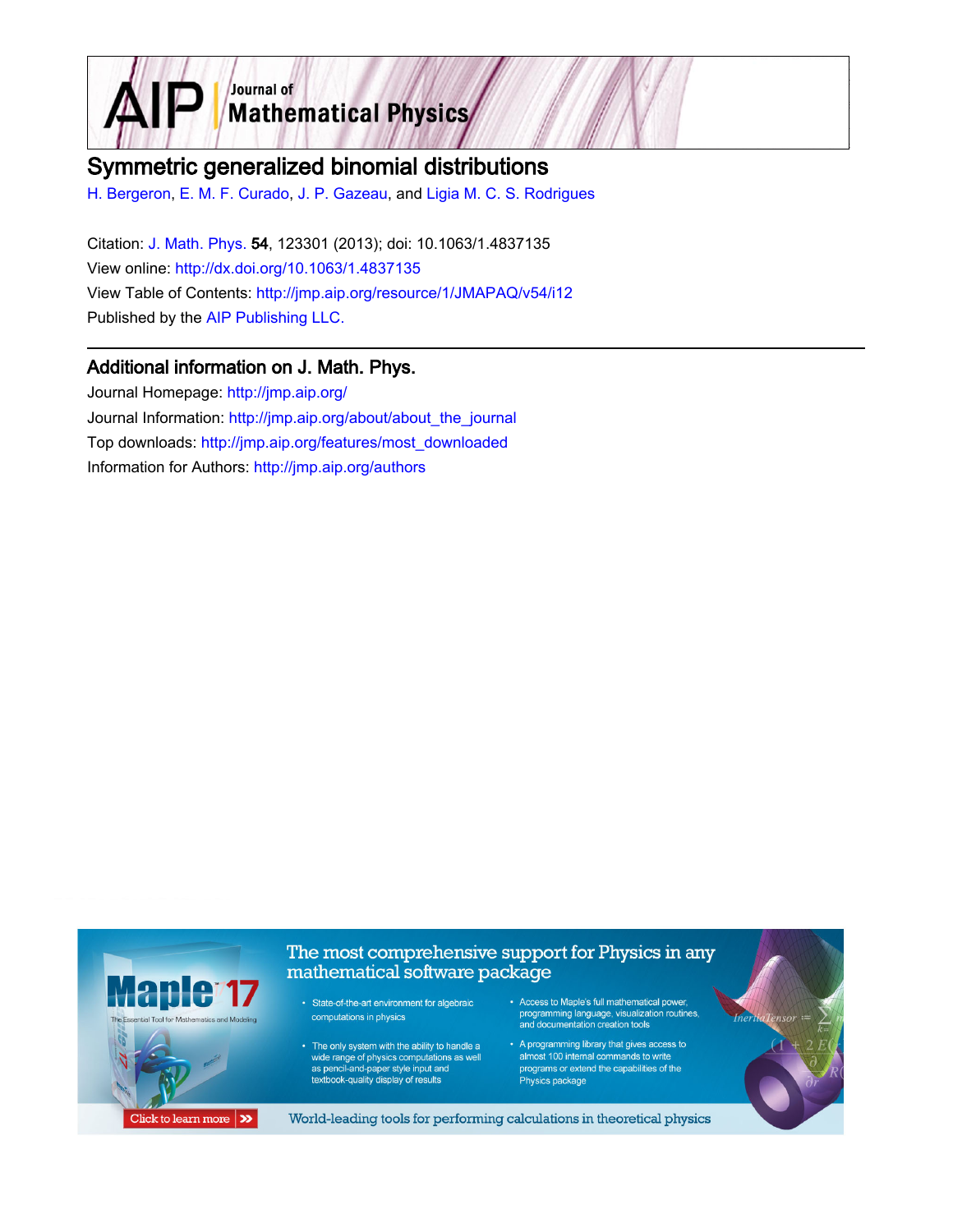# Symmetric generalized binomial distributions

H. Bergeron, E. M. F. Curado, J. P. Gazeau, and Ligia M. C. S. Rodrigues

Citation: J. Math. Phys. **54**, 123301 (2013); doi: 10.1063/1.4837135

View online: http://dx.doi.org/10.1063/1.4837135

View Table of Contents: http://jmp.aip.org/resource/1/JMAPAQ/v54/i12

Published by the AIP Publishing LLC.

## Additional information on J. Math. Phys.

Journal Homepage: http://jmp.aip.org/

Journal Information: http://jmp.aip.org/about/about_the_journal

Top downloads: http://jmp.aip.org/features/most_downloaded

Information for Authors: http://jmp.aip.org/authors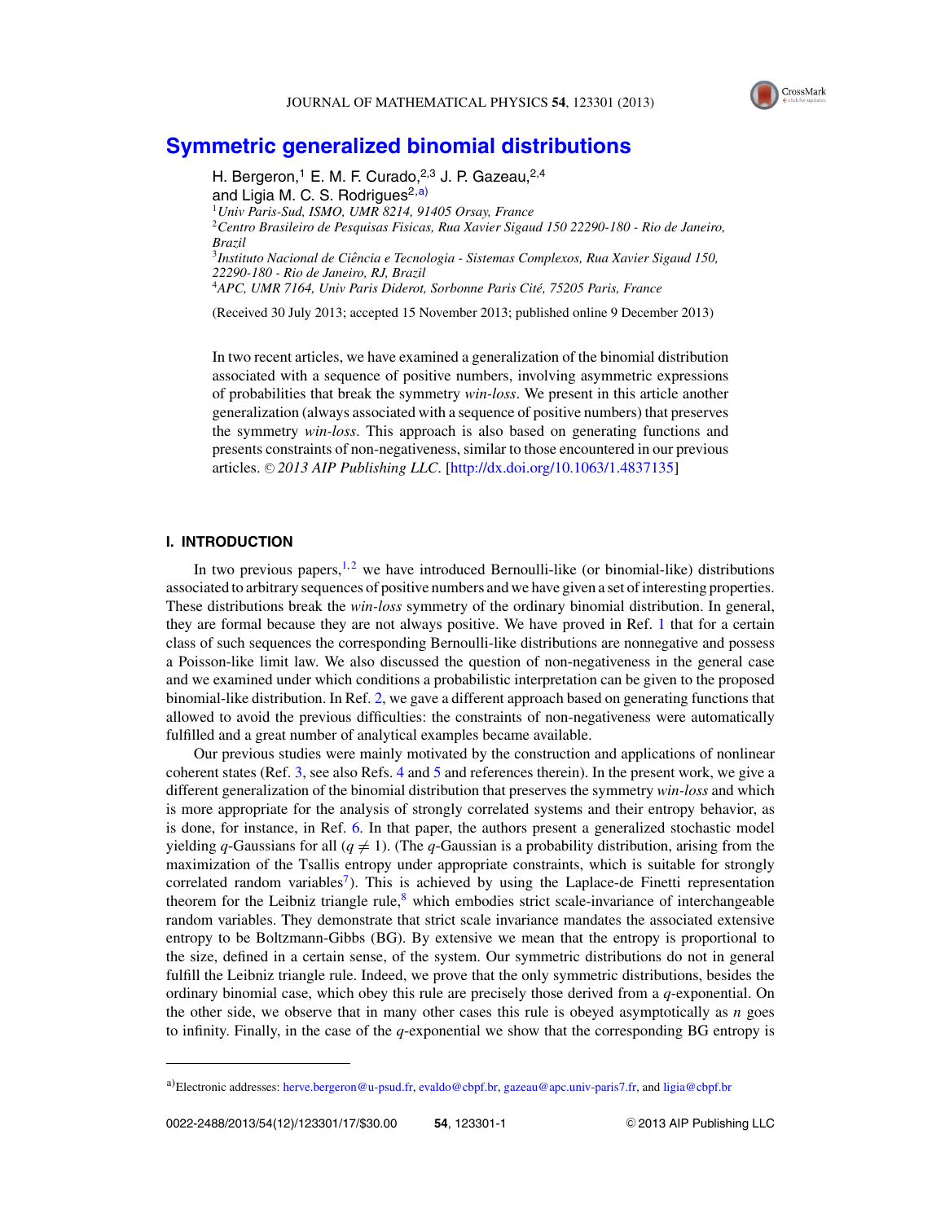# Symmetric generalized binomial distributions

H. Bergeron,[1] E. M. F. Curado,[2,3] J. P. Gazeau,[2,4] and Ligia M. C. S. Rodrigues[2,a)]

[1]*Univ Paris-Sud, ISMO, UMR 8214, 91405 Orsay, France*
[2]*Centro Brasileiro de Pesquisas Fisicas, Rua Xavier Sigaud 150 22290-180 - Rio de Janeiro, Brazil*
[3]*Instituto Nacional de Ciência e Tecnologia - Sistemas Complexos, Rua Xavier Sigaud 150, 22290-180 - Rio de Janeiro, RJ, Brazil*
[4]*APC, UMR 7164, Univ Paris Diderot, Sorbonne Paris Cité, 75205 Paris, France*

(Received 30 July 2013; accepted 15 November 2013; published online 9 December 2013)

In two recent articles, we have examined a generalization of the binomial distribution associated with a sequence of positive numbers, involving asymmetric expressions of probabilities that break the symmetry *win-loss*. We present in this article another generalization (always associated with a sequence of positive numbers) that preserves the symmetry *win-loss*. This approach is also based on generating functions and presents constraints of non-negativeness, similar to those encountered in our previous articles. © *2013 AIP Publishing LLC*. [http://dx.doi.org/10.1063/1.4837135]

## I. INTRODUCTION

In two previous papers,[1,2] we have introduced Bernoulli-like (or binomial-like) distributions associated to arbitrary sequences of positive numbers and we have given a set of interesting properties. These distributions break the *win-loss* symmetry of the ordinary binomial distribution. In general, they are formal because they are not always positive. We have proved in Ref. 1 that for a certain class of such sequences the corresponding Bernoulli-like distributions are nonnegative and possess a Poisson-like limit law. We also discussed the question of non-negativeness in the general case and we examined under which conditions a probabilistic interpretation can be given to the proposed binomial-like distribution. In Ref. 2, we gave a different approach based on generating functions that allowed to avoid the previous difficulties: the constraints of non-negativeness were automatically fulfilled and a great number of analytical examples became available.

Our previous studies were mainly motivated by the construction and applications of nonlinear coherent states (Ref. 3, see also Refs. 4 and 5 and references therein). In the present work, we give a different generalization of the binomial distribution that preserves the symmetry *win-loss* and which is more appropriate for the analysis of strongly correlated systems and their entropy behavior, as is done, for instance, in Ref. 6. In that paper, the authors present a generalized stochastic model yielding $q$-Gaussians for all ($q \neq 1$). (The $q$-Gaussian is a probability distribution, arising from the maximization of the Tsallis entropy under appropriate constraints, which is suitable for strongly correlated random variables[7]). This is achieved by using the Laplace-de Finetti representation theorem for the Leibniz triangle rule,[8] which embodies strict scale-invariance of interchangeable random variables. They demonstrate that strict scale invariance mandates the associated extensive entropy to be Boltzmann-Gibbs (BG). By extensive we mean that the entropy is proportional to the size, defined in a certain sense, of the system. Our symmetric distributions do not in general fulfill the Leibniz triangle rule. Indeed, we prove that the only symmetric distributions, besides the ordinary binomial case, which obey this rule are precisely those derived from a $q$-exponential. On the other side, we observe that in many other cases this rule is obeyed asymptotically as $n$ goes to infinity. Finally, in the case of the $q$-exponential we show that the corresponding BG entropy is

a)Electronic addresses: herve.bergeron@u-psud.fr, evaldo@cbpf.br, gazeau@apc.univ-paris7.fr, and ligia@cbpf.br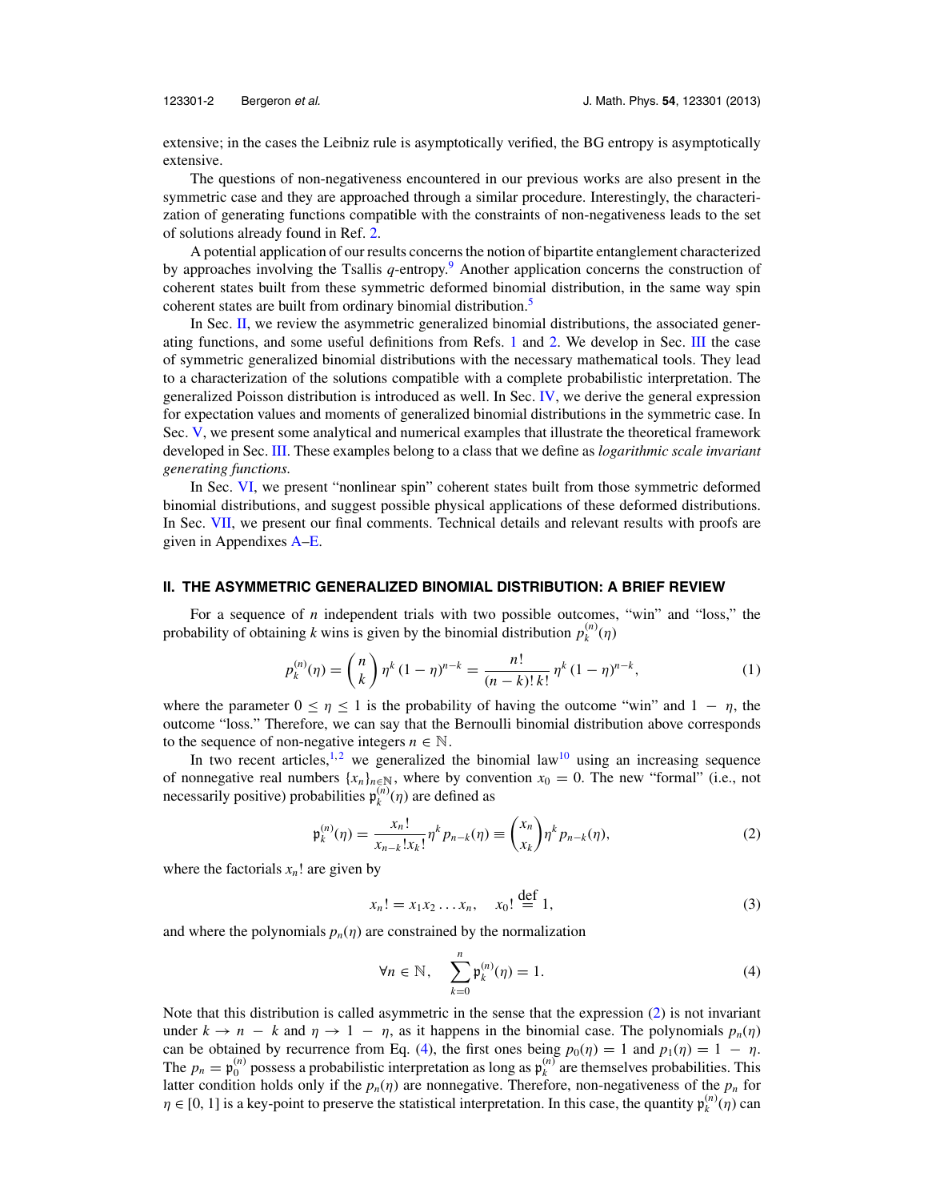extensive; in the cases the Leibniz rule is asymptotically verified, the BG entropy is asymptotically extensive.

The questions of non-negativeness encountered in our previous works are also present in the symmetric case and they are approached through a similar procedure. Interestingly, the characterization of generating functions compatible with the constraints of non-negativeness leads to the set of solutions already found in Ref. 2.

A potential application of our results concerns the notion of bipartite entanglement characterized by approaches involving the Tsallis $q$-entropy.[9] Another application concerns the construction of coherent states built from these symmetric deformed binomial distribution, in the same way spin coherent states are built from ordinary binomial distribution.[5]

In Sec. II, we review the asymmetric generalized binomial distributions, the associated generating functions, and some useful definitions from Refs. 1 and 2. We develop in Sec. III the case of symmetric generalized binomial distributions with the necessary mathematical tools. They lead to a characterization of the solutions compatible with a complete probabilistic interpretation. The generalized Poisson distribution is introduced as well. In Sec. IV, we derive the general expression for expectation values and moments of generalized binomial distributions in the symmetric case. In Sec. V, we present some analytical and numerical examples that illustrate the theoretical framework developed in Sec. III. These examples belong to a class that we define as *logarithmic scale invariant generating functions.*

In Sec. VI, we present "nonlinear spin" coherent states built from those symmetric deformed binomial distributions, and suggest possible physical applications of these deformed distributions. In Sec. VII, we present our final comments. Technical details and relevant results with proofs are given in Appendixes A–E.

## II. THE ASYMMETRIC GENERALIZED BINOMIAL DISTRIBUTION: A BRIEF REVIEW

For a sequence of $n$ independent trials with two possible outcomes, "win" and "loss," the probability of obtaining $k$ wins is given by the binomial distribution $p_k^{(n)}(\eta)$

$$p_k^{(n)}(\eta) = \binom{n}{k} \eta^k (1-\eta)^{n-k} = \frac{n!}{(n-k)!\,k!} \eta^k (1-\eta)^{n-k}, \tag{1}$$

where the parameter $0 \leq \eta \leq 1$ is the probability of having the outcome "win" and $1 - \eta$, the outcome "loss." Therefore, we can say that the Bernoulli binomial distribution above corresponds to the sequence of non-negative integers $n \in \mathbb{N}$.

In two recent articles,[1,2] we generalized the binomial law[10] using an increasing sequence of nonnegative real numbers $\{x_n\}_{n\in\mathbb{N}}$, where by convention $x_0 = 0$. The new "formal" (i.e., not necessarily positive) probabilities $\mathfrak{p}_k^{(n)}(\eta)$ are defined as

$$\mathfrak{p}_k^{(n)}(\eta) = \frac{x_n!}{x_{n-k}!x_k!} \eta^k p_{n-k}(\eta) \equiv \binom{x_n}{x_k} \eta^k p_{n-k}(\eta), \tag{2}$$

where the factorials $x_n!$ are given by

$$x_n! = x_1 x_2 \ldots x_n, \quad x_0! \stackrel{\text{def}}{=} 1, \tag{3}$$

and where the polynomials $p_n(\eta)$ are constrained by the normalization

$$\forall n \in \mathbb{N}, \quad \sum_{k=0}^{n} \mathfrak{p}_k^{(n)}(\eta) = 1. \tag{4}$$

Note that this distribution is called asymmetric in the sense that the expression (2) is not invariant under $k \to n - k$ and $\eta \to 1 - \eta$, as it happens in the binomial case. The polynomials $p_n(\eta)$ can be obtained by recurrence from Eq. (4), the first ones being $p_0(\eta) = 1$ and $p_1(\eta) = 1 - \eta$. The $p_n = \mathfrak{p}_0^{(n)}$ possess a probabilistic interpretation as long as $\mathfrak{p}_k^{(n)}$ are themselves probabilities. This latter condition holds only if the $p_n(\eta)$ are nonnegative. Therefore, non-negativeness of the $p_n$ for $\eta \in [0, 1]$ is a key-point to preserve the statistical interpretation. In this case, the quantity $\mathfrak{p}_k^{(n)}(\eta)$ can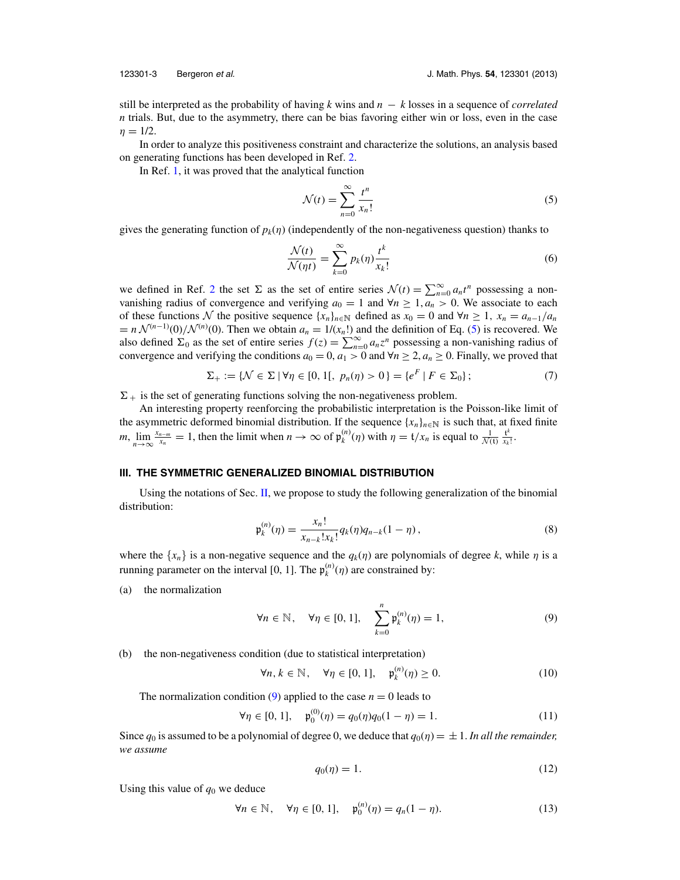still be interpreted as the probability of having $k$ wins and $n - k$ losses in a sequence of *correlated* $n$ trials. But, due to the asymmetry, there can be bias favoring either win or loss, even in the case $\eta = 1/2$.

In order to analyze this positiveness constraint and characterize the solutions, an analysis based on generating functions has been developed in Ref. 2.

In Ref. 1, it was proved that the analytical function

$$\mathcal{N}(t) = \sum_{n=0}^{\infty} \frac{t^n}{x_n!} \tag{5}$$

gives the generating function of $p_k(\eta)$ (independently of the non-negativeness question) thanks to

$$\frac{\mathcal{N}(t)}{\mathcal{N}(\eta t)} = \sum_{k=0}^{\infty} p_k(\eta) \frac{t^k}{x_k!} \tag{6}$$

we defined in Ref. 2 the set $\Sigma$ as the set of entire series $\mathcal{N}(t) = \sum_{n=0}^{\infty} a_n t^n$ possessing a non-vanishing radius of convergence and verifying $a_0 = 1$ and $\forall n \geq 1, a_n > 0$. We associate to each of these functions $\mathcal{N}$ the positive sequence $\{x_n\}_{n\in\mathbb{N}}$ defined as $x_0 = 0$ and $\forall n \geq 1,\ x_n = a_{n-1}/a_n = n\,\mathcal{N}^{(n-1)}(0)/\mathcal{N}^{(n)}(0)$. Then we obtain $a_n = 1/(x_n!)$ and the definition of Eq. (5) is recovered. We also defined $\Sigma_0$ as the set of entire series $f(z) = \sum_{n=0}^{\infty} a_n z^n$ possessing a non-vanishing radius of convergence and verifying the conditions $a_0 = 0$, $a_1 > 0$ and $\forall n \geq 2, a_n \geq 0$. Finally, we proved that

$$\Sigma_+ := \{\mathcal{N} \in \Sigma \mid \forall \eta \in [0, 1[,\ p_n(\eta) > 0\} = \{e^F \mid F \in \Sigma_0\}; \tag{7}$$

$\Sigma_+$ is the set of generating functions solving the non-negativeness problem.

An interesting property reenforcing the probabilistic interpretation is the Poisson-like limit of the asymmetric deformed binomial distribution. If the sequence $\{x_n\}_{n\in\mathbb{N}}$ is such that, at fixed finite $m$, $\lim_{n\to\infty} \frac{x_{n-m}}{x_n} = 1$, then the limit when $n \to \infty$ of $\mathfrak{p}_k^{(n)}(\eta)$ with $\eta = \mathfrak{t}/x_n$ is equal to $\frac{1}{\mathcal{N}(\mathfrak{t})} \frac{\mathfrak{t}^k}{x_k!}$.

## III. THE SYMMETRIC GENERALIZED BINOMIAL DISTRIBUTION

Using the notations of Sec. II, we propose to study the following generalization of the binomial distribution:

$$\mathfrak{p}_k^{(n)}(\eta) = \frac{x_n!}{x_{n-k}!x_k!} q_k(\eta) q_{n-k}(1-\eta), \tag{8}$$

where the $\{x_n\}$ is a non-negative sequence and the $q_k(\eta)$ are polynomials of degree $k$, while $\eta$ is a running parameter on the interval [0, 1]. The $\mathfrak{p}_k^{(n)}(\eta)$ are constrained by:

(a) the normalization

$$\forall n \in \mathbb{N}, \quad \forall \eta \in [0, 1], \quad \sum_{k=0}^{n} \mathfrak{p}_k^{(n)}(\eta) = 1, \tag{9}$$

(b) the non-negativeness condition (due to statistical interpretation)

$$\forall n, k \in \mathbb{N}, \quad \forall \eta \in [0, 1], \quad \mathfrak{p}_k^{(n)}(\eta) \geq 0. \tag{10}$$

The normalization condition (9) applied to the case $n = 0$ leads to

$$\forall \eta \in [0, 1], \quad \mathfrak{p}_0^{(0)}(\eta) = q_0(\eta) q_0(1-\eta) = 1. \tag{11}$$

Since $q_0$ is assumed to be a polynomial of degree 0, we deduce that $q_0(\eta) = \pm 1$. *In all the remainder, we assume*

$$q_0(\eta) = 1. \tag{12}$$

Using this value of $q_0$ we deduce

$$\forall n \in \mathbb{N}, \quad \forall \eta \in [0, 1], \quad \mathfrak{p}_0^{(n)}(\eta) = q_n(1-\eta). \tag{13}$$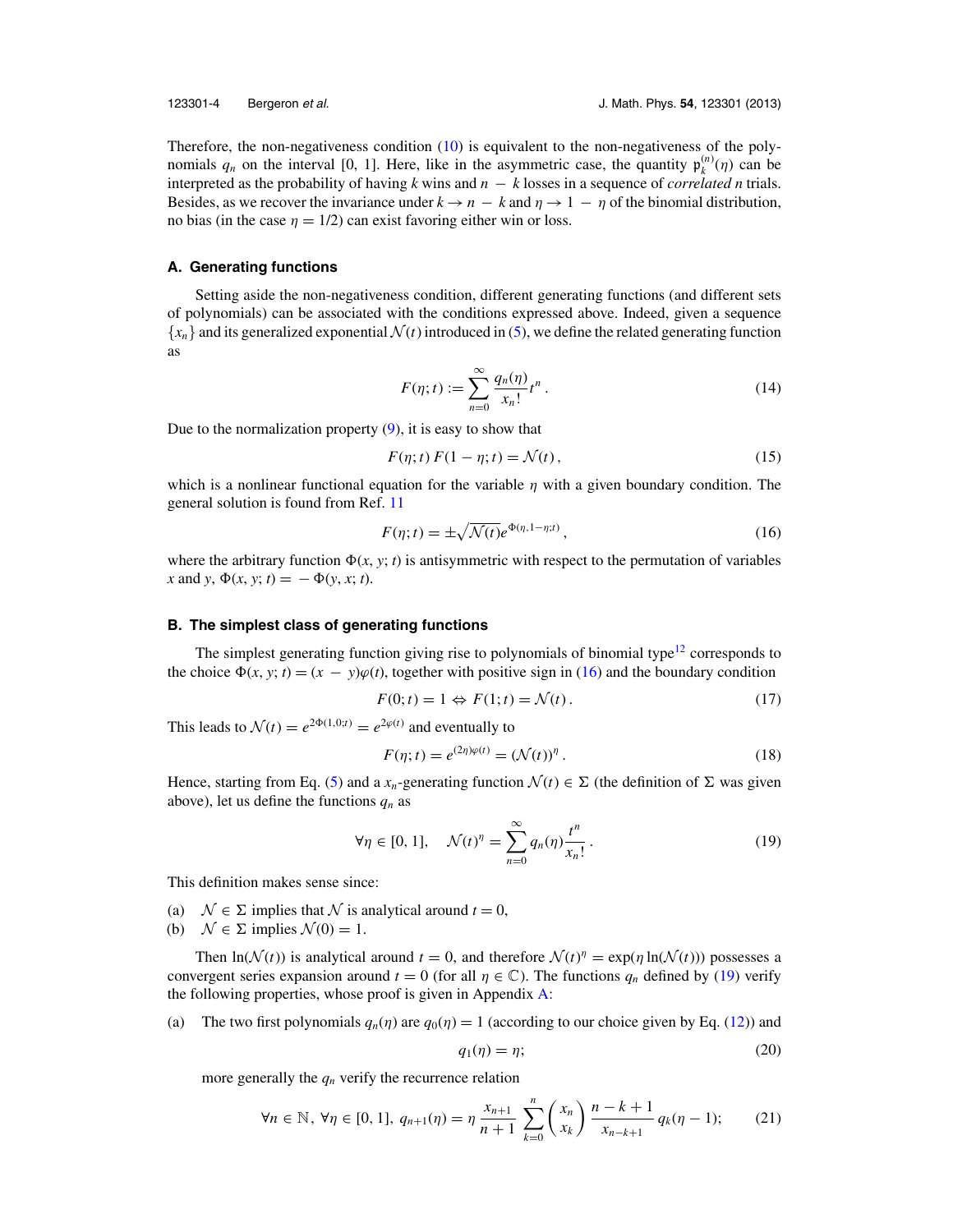Therefore, the non-negativeness condition (10) is equivalent to the non-negativeness of the polynomials $q_n$ on the interval [0, 1]. Here, like in the asymmetric case, the quantity $\mathfrak{p}_k^{(n)}(\eta)$ can be interpreted as the probability of having $k$ wins and $n - k$ losses in a sequence of *correlated* $n$ trials. Besides, as we recover the invariance under $k \to n - k$ and $\eta \to 1 - \eta$ of the binomial distribution, no bias (in the case $\eta = 1/2$) can exist favoring either win or loss.

### A. Generating functions

Setting aside the non-negativeness condition, different generating functions (and different sets of polynomials) can be associated with the conditions expressed above. Indeed, given a sequence $\{x_n\}$ and its generalized exponential $\mathcal{N}(t)$ introduced in (5), we define the related generating function as

$$F(\eta; t) := \sum_{n=0}^{\infty} \frac{q_n(\eta)}{x_n!} t^n \, . \tag{14}$$

Due to the normalization property (9), it is easy to show that

$$F(\eta; t)\, F(1 - \eta; t) = \mathcal{N}(t)\, , \tag{15}$$

which is a nonlinear functional equation for the variable $\eta$ with a given boundary condition. The general solution is found from Ref. 11

$$F(\eta; t) = \pm\sqrt{\mathcal{N}(t)}\, e^{\Phi(\eta, 1-\eta; t)}\, , \tag{16}$$

where the arbitrary function $\Phi(x, y; t)$ is antisymmetric with respect to the permutation of variables $x$ and $y$, $\Phi(x, y; t) = -\Phi(y, x; t)$.

### B. The simplest class of generating functions

The simplest generating function giving rise to polynomials of binomial type[12] corresponds to the choice $\Phi(x, y; t) = (x - y)\varphi(t)$, together with positive sign in (16) and the boundary condition

$$F(0; t) = 1 \Leftrightarrow F(1; t) = \mathcal{N}(t)\, . \tag{17}$$

This leads to $\mathcal{N}(t) = e^{2\Phi(1,0;t)} = e^{2\varphi(t)}$ and eventually to

$$F(\eta; t) = e^{(2\eta)\varphi(t)} = (\mathcal{N}(t))^{\eta}\, . \tag{18}$$

Hence, starting from Eq. (5) and a $x_n$-generating function $\mathcal{N}(t) \in \Sigma$ (the definition of $\Sigma$ was given above), let us define the functions $q_n$ as

$$\forall \eta \in [0, 1], \quad \mathcal{N}(t)^{\eta} = \sum_{n=0}^{\infty} q_n(\eta) \frac{t^n}{x_n!}\, . \tag{19}$$

This definition makes sense since:

(a) $\mathcal{N} \in \Sigma$ implies that $\mathcal{N}$ is analytical around $t = 0$,
(b) $\mathcal{N} \in \Sigma$ implies $\mathcal{N}(0) = 1$.

Then $\ln(\mathcal{N}(t))$ is analytical around $t = 0$, and therefore $\mathcal{N}(t)^{\eta} = \exp(\eta \ln(\mathcal{N}(t)))$ possesses a convergent series expansion around $t = 0$ (for all $\eta \in \mathbb{C}$). The functions $q_n$ defined by (19) verify the following properties, whose proof is given in Appendix A:

(a) The two first polynomials $q_n(\eta)$ are $q_0(\eta) = 1$ (according to our choice given by Eq. (12)) and

$$q_1(\eta) = \eta; \tag{20}$$

more generally the $q_n$ verify the recurrence relation

$$\forall n \in \mathbb{N},\ \forall \eta \in [0, 1],\ q_{n+1}(\eta) = \eta\, \frac{x_{n+1}}{n+1} \sum_{k=0}^{n} \binom{x_n}{x_k} \frac{n - k + 1}{x_{n-k+1}}\, q_k(\eta - 1); \tag{21}$$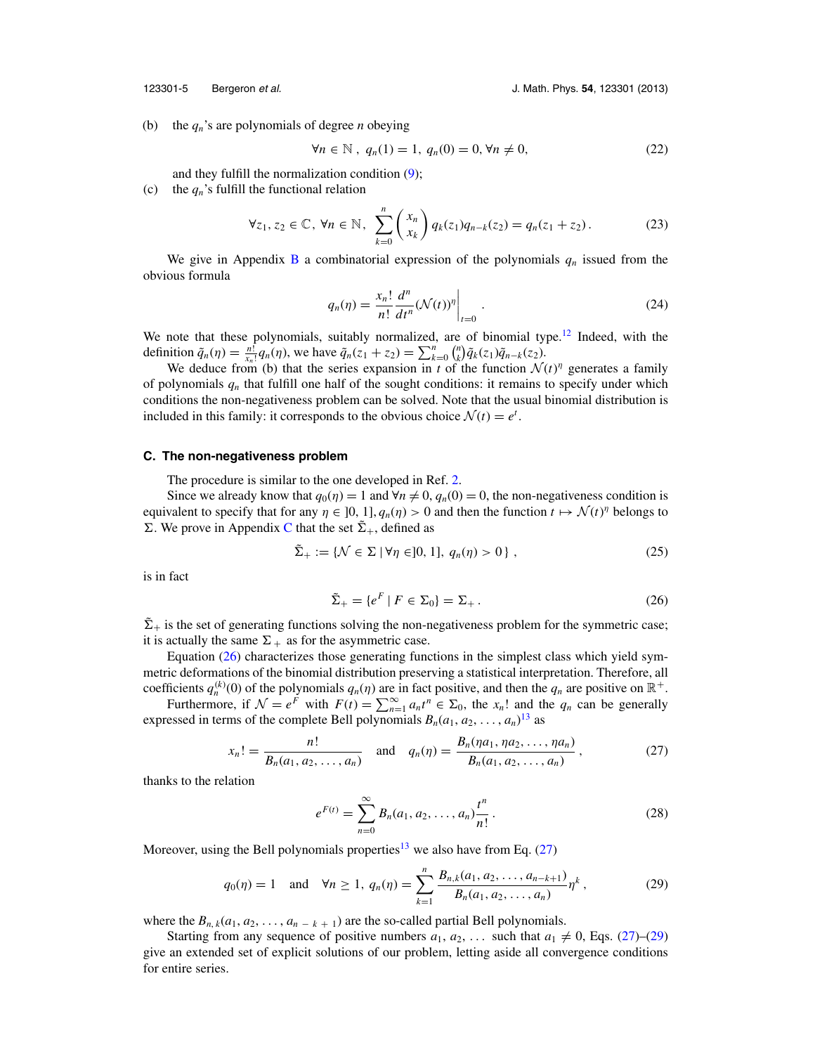(b) the $q_n$'s are polynomials of degree $n$ obeying

$$\forall n \in \mathbb{N}\,,\; q_n(1) = 1,\; q_n(0) = 0, \forall n \neq 0, \tag{22}$$

and they fulfill the normalization condition (9);

(c) the $q_n$'s fulfill the functional relation

$$\forall z_1, z_2 \in \mathbb{C},\; \forall n \in \mathbb{N},\; \sum_{k=0}^{n} \binom{x_n}{x_k} q_k(z_1) q_{n-k}(z_2) = q_n(z_1 + z_2)\,. \tag{23}$$

We give in Appendix B a combinatorial expression of the polynomials $q_n$ issued from the obvious formula

$$q_n(\eta) = \frac{x_n!}{n!} \frac{d^n}{dt^n} (\mathcal{N}(t))^\eta \bigg|_{t=0}\,. \tag{24}$$

We note that these polynomials, suitably normalized, are of binomial type.[12] Indeed, with the definition $\tilde{q}_n(\eta) = \frac{n!}{x_n!} q_n(\eta)$, we have $\tilde{q}_n(z_1 + z_2) = \sum_{k=0}^{n} \binom{n}{k} \tilde{q}_k(z_1) \tilde{q}_{n-k}(z_2)$.

We deduce from (b) that the series expansion in $t$ of the function $\mathcal{N}(t)^\eta$ generates a family of polynomials $q_n$ that fulfill one half of the sought conditions: it remains to specify under which conditions the non-negativeness problem can be solved. Note that the usual binomial distribution is included in this family: it corresponds to the obvious choice $\mathcal{N}(t) = e^t$.

### C. The non-negativeness problem

The procedure is similar to the one developed in Ref. 2.

Since we already know that $q_0(\eta) = 1$ and $\forall n \neq 0$, $q_n(0) = 0$, the non-negativeness condition is equivalent to specify that for any $\eta \in ]0, 1]$, $q_n(\eta) > 0$ and then the function $t \mapsto \mathcal{N}(t)^\eta$ belongs to $\Sigma$. We prove in Appendix C that the set $\tilde{\Sigma}_+$, defined as

$$\tilde{\Sigma}_+ := \{\mathcal{N} \in \Sigma \mid \forall \eta \in ]0, 1],\; q_n(\eta) > 0\}\,, \tag{25}$$

is in fact

$$\tilde{\Sigma}_+ = \{e^F \mid F \in \Sigma_0\} = \Sigma_+\,. \tag{26}$$

$\tilde{\Sigma}_+$ is the set of generating functions solving the non-negativeness problem for the symmetric case; it is actually the same $\Sigma_+$ as for the asymmetric case.

Equation (26) characterizes those generating functions in the simplest class which yield symmetric deformations of the binomial distribution preserving a statistical interpretation. Therefore, all coefficients $q_n^{(k)}(0)$ of the polynomials $q_n(\eta)$ are in fact positive, and then the $q_n$ are positive on $\mathbb{R}^+$.

Furthermore, if $\mathcal{N} = e^F$ with $F(t) = \sum_{n=1}^{\infty} a_n t^n \in \Sigma_0$, the $x_n!$ and the $q_n$ can be generally expressed in terms of the complete Bell polynomials $B_n(a_1, a_2, \ldots, a_n)$[13] as

$$x_n! = \frac{n!}{B_n(a_1, a_2, \ldots, a_n)} \quad \text{and} \quad q_n(\eta) = \frac{B_n(\eta a_1, \eta a_2, \ldots, \eta a_n)}{B_n(a_1, a_2, \ldots, a_n)}\,, \tag{27}$$

thanks to the relation

$$e^{F(t)} = \sum_{n=0}^{\infty} B_n(a_1, a_2, \ldots, a_n) \frac{t^n}{n!}\,. \tag{28}$$

Moreover, using the Bell polynomials properties[13] we also have from Eq. (27)

$$q_0(\eta) = 1 \quad \text{and} \quad \forall n \geq 1,\; q_n(\eta) = \sum_{k=1}^{n} \frac{B_{n,k}(a_1, a_2, \ldots, a_{n-k+1})}{B_n(a_1, a_2, \ldots, a_n)} \eta^k\,, \tag{29}$$

where the $B_{n,k}(a_1, a_2, \ldots, a_{n-k+1})$ are the so-called partial Bell polynomials.

Starting from any sequence of positive numbers $a_1, a_2, \ldots$ such that $a_1 \neq 0$, Eqs. (27)–(29) give an extended set of explicit solutions of our problem, letting aside all convergence conditions for entire series.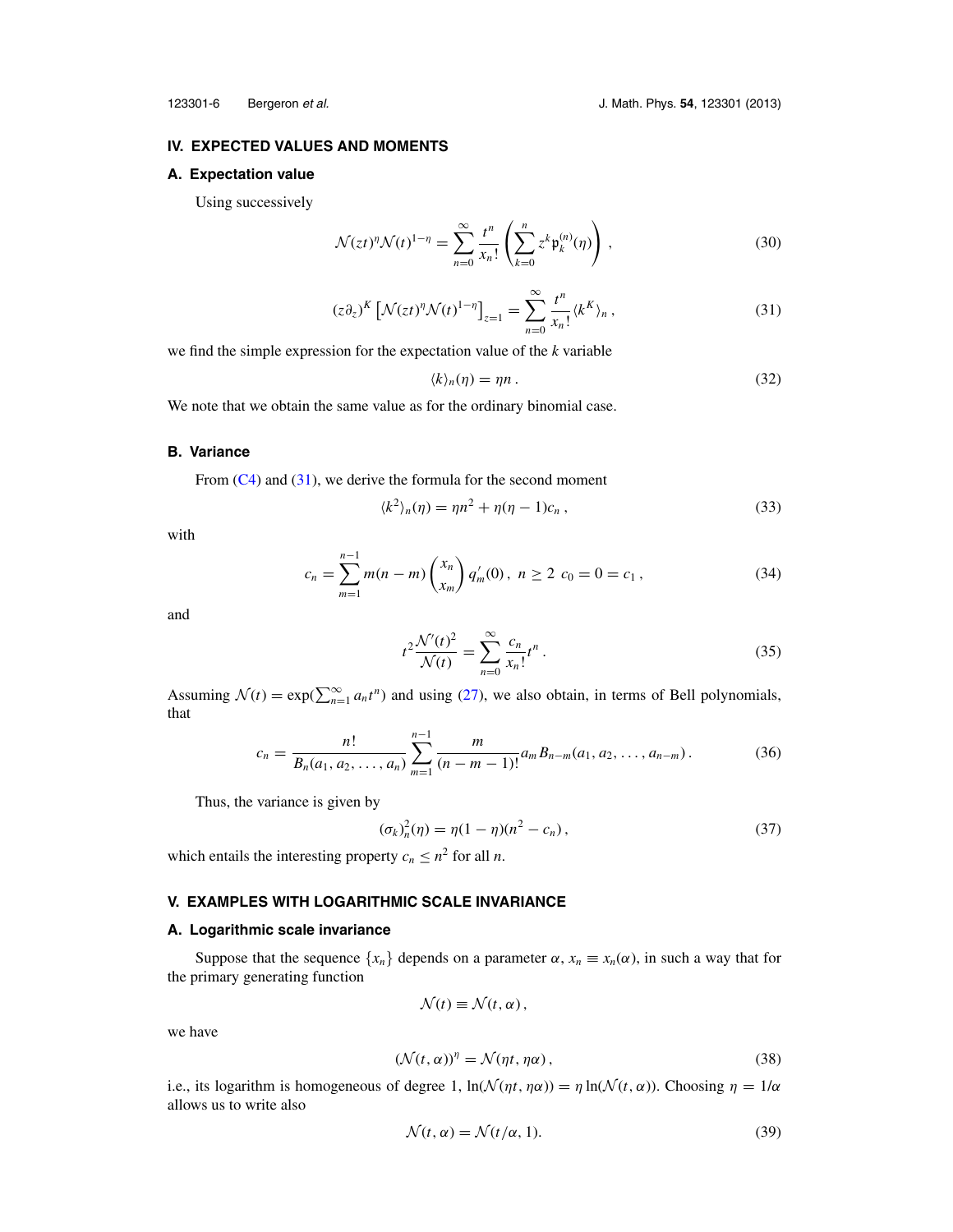## IV. EXPECTED VALUES AND MOMENTS

### A. Expectation value

Using successively

$$\mathcal{N}(zt)^{\eta}\mathcal{N}(t)^{1-\eta} = \sum_{n=0}^{\infty} \frac{t^n}{x_n!} \left( \sum_{k=0}^{n} z^k \mathfrak{p}_k^{(n)}(\eta) \right) , \tag{30}$$

$$(z\partial_z)^K \left[ \mathcal{N}(zt)^{\eta}\mathcal{N}(t)^{1-\eta} \right]_{z=1} = \sum_{n=0}^{\infty} \frac{t^n}{x_n!} \langle k^K \rangle_n , \tag{31}$$

we find the simple expression for the expectation value of the $k$ variable

$$\langle k \rangle_n(\eta) = \eta n . \tag{32}$$

We note that we obtain the same value as for the ordinary binomial case.

### B. Variance

From (C4) and (31), we derive the formula for the second moment

$$\langle k^2 \rangle_n(\eta) = \eta n^2 + \eta(\eta - 1)c_n , \tag{33}$$

with

$$c_n = \sum_{m=1}^{n-1} m(n-m) \binom{x_n}{x_m} q_m'(0) , \;\; n \geq 2 \;\; c_0 = 0 = c_1 , \tag{34}$$

and

$$t^2 \frac{\mathcal{N}'(t)^2}{\mathcal{N}(t)} = \sum_{n=0}^{\infty} \frac{c_n}{x_n!} t^n . \tag{35}$$

Assuming $\mathcal{N}(t) = \exp(\sum_{n=1}^{\infty} a_n t^n)$ and using (27), we also obtain, in terms of Bell polynomials, that

$$c_n = \frac{n!}{B_n(a_1, a_2, \ldots, a_n)} \sum_{m=1}^{n-1} \frac{m}{(n-m-1)!} a_m B_{n-m}(a_1, a_2, \ldots, a_{n-m}) . \tag{36}$$

Thus, the variance is given by

$$(\sigma_k)_n^2(\eta) = \eta(1-\eta)(n^2 - c_n) , \tag{37}$$

which entails the interesting property $c_n \leq n^2$ for all $n$.

## V. EXAMPLES WITH LOGARITHMIC SCALE INVARIANCE

### A. Logarithmic scale invariance

Suppose that the sequence $\{x_n\}$ depends on a parameter $\alpha$, $x_n \equiv x_n(\alpha)$, in such a way that for the primary generating function

$$\mathcal{N}(t) \equiv \mathcal{N}(t, \alpha) ,$$

we have

$$(\mathcal{N}(t, \alpha))^{\eta} = \mathcal{N}(\eta t, \eta\alpha) , \tag{38}$$

i.e., its logarithm is homogeneous of degree 1, $\ln(\mathcal{N}(\eta t, \eta\alpha)) = \eta \ln(\mathcal{N}(t, \alpha))$. Choosing $\eta = 1/\alpha$ allows us to write also

$$\mathcal{N}(t, \alpha) = \mathcal{N}(t/\alpha, 1). \tag{39}$$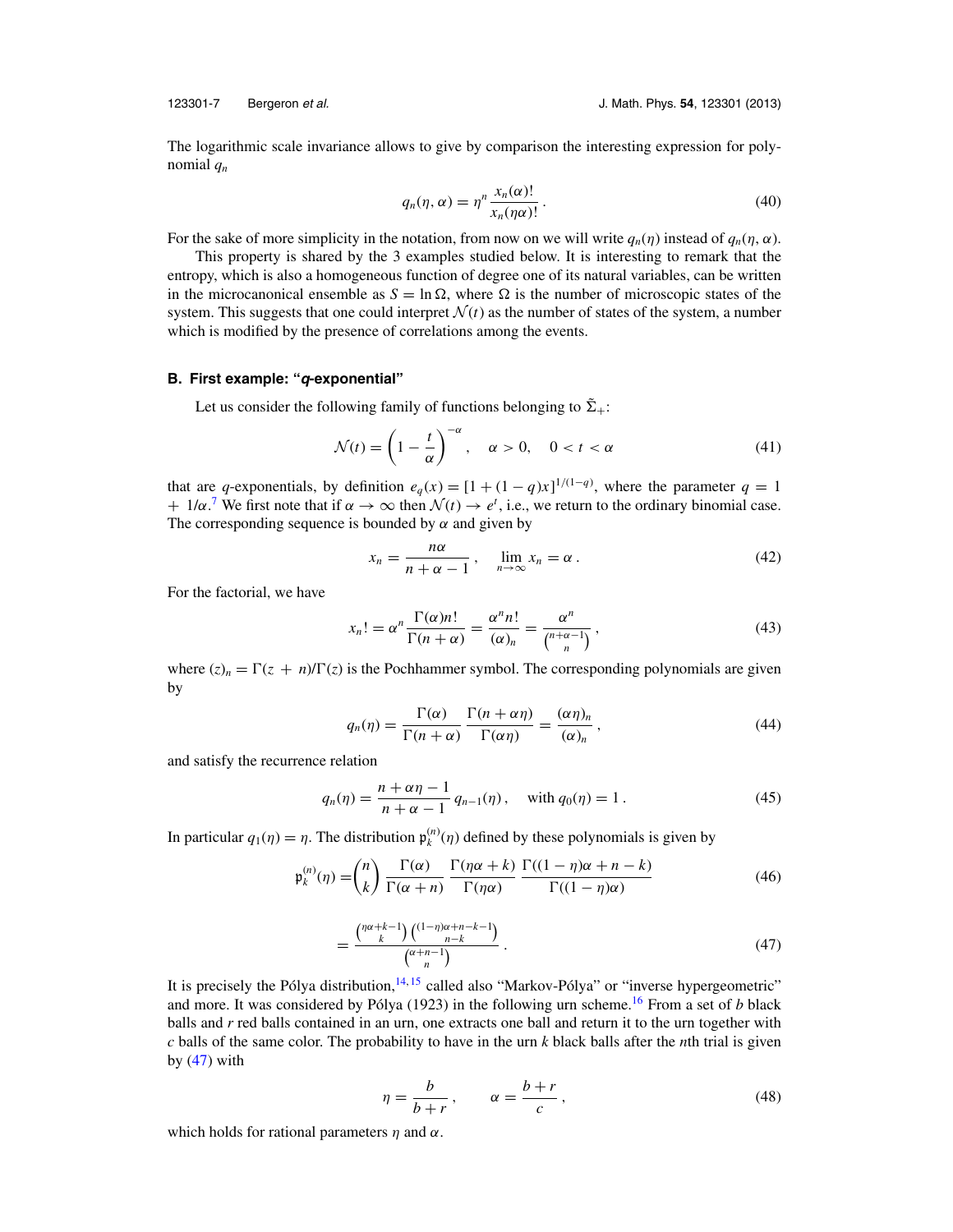The logarithmic scale invariance allows to give by comparison the interesting expression for polynomial $q_n$

$$q_n(\eta, \alpha) = \eta^n \, \frac{x_n(\alpha)!}{x_n(\eta\alpha)!} \, . \tag{40}$$

For the sake of more simplicity in the notation, from now on we will write $q_n(\eta)$ instead of $q_n(\eta, \alpha)$.

This property is shared by the 3 examples studied below. It is interesting to remark that the entropy, which is also a homogeneous function of degree one of its natural variables, can be written in the microcanonical ensemble as $S = \ln \Omega$, where $\Omega$ is the number of microscopic states of the system. This suggests that one could interpret $\mathcal{N}(t)$ as the number of states of the system, a number which is modified by the presence of correlations among the events.

### B. First example: "*q*-exponential"

Let us consider the following family of functions belonging to $\tilde{\Sigma}_+$:

$$\mathcal{N}(t) = \left(1 - \frac{t}{\alpha}\right)^{-\alpha} , \quad \alpha > 0, \quad 0 < t < \alpha \tag{41}$$

that are $q$-exponentials, by definition $e_q(x) = [1 + (1 - q)x]^{1/(1-q)}$, where the parameter $q = 1 + 1/\alpha$.[7] We first note that if $\alpha \to \infty$ then $\mathcal{N}(t) \to e^t$, i.e., we return to the ordinary binomial case. The corresponding sequence is bounded by $\alpha$ and given by

$$x_n = \frac{n\alpha}{n + \alpha - 1} \, , \quad \lim_{n\to\infty} x_n = \alpha \, . \tag{42}$$

For the factorial, we have

$$x_n! = \alpha^n \frac{\Gamma(\alpha) n!}{\Gamma(n + \alpha)} = \frac{\alpha^n n!}{(\alpha)_n} = \frac{\alpha^n}{\binom{n+\alpha-1}{n}} \, , \tag{43}$$

where $(z)_n = \Gamma(z + n)/\Gamma(z)$ is the Pochhammer symbol. The corresponding polynomials are given by

$$q_n(\eta) = \frac{\Gamma(\alpha)}{\Gamma(n + \alpha)} \, \frac{\Gamma(n + \alpha\eta)}{\Gamma(\alpha\eta)} = \frac{(\alpha\eta)_n}{(\alpha)_n} \, , \tag{44}$$

and satisfy the recurrence relation

$$q_n(\eta) = \frac{n + \alpha\eta - 1}{n + \alpha - 1} \, q_{n-1}(\eta) \, , \quad \text{with } q_0(\eta) = 1 \, . \tag{45}$$

In particular $q_1(\eta) = \eta$. The distribution $\mathfrak{p}_k^{(n)}(\eta)$ defined by these polynomials is given by

$$\mathfrak{p}_k^{(n)}(\eta) = \binom{n}{k} \frac{\Gamma(\alpha)}{\Gamma(\alpha + n)} \, \frac{\Gamma(\eta\alpha + k)}{\Gamma(\eta\alpha)} \, \frac{\Gamma((1 - \eta)\alpha + n - k)}{\Gamma((1 - \eta)\alpha)} \tag{46}$$

$$= \frac{\binom{\eta\alpha+k-1}{k}\binom{(1-\eta)\alpha+n-k-1}{n-k}}{\binom{\alpha+n-1}{n}} \, . \tag{47}$$

It is precisely the Pólya distribution,[14,15] called also "Markov-Pólya" or "inverse hypergeometric" and more. It was considered by Pólya (1923) in the following urn scheme.[16] From a set of $b$ black balls and $r$ red balls contained in an urn, one extracts one ball and return it to the urn together with $c$ balls of the same color. The probability to have in the urn $k$ black balls after the $n$th trial is given by (47) with

$$\eta = \frac{b}{b + r} \, , \qquad \alpha = \frac{b + r}{c} \, , \tag{48}$$

which holds for rational parameters $\eta$ and $\alpha$.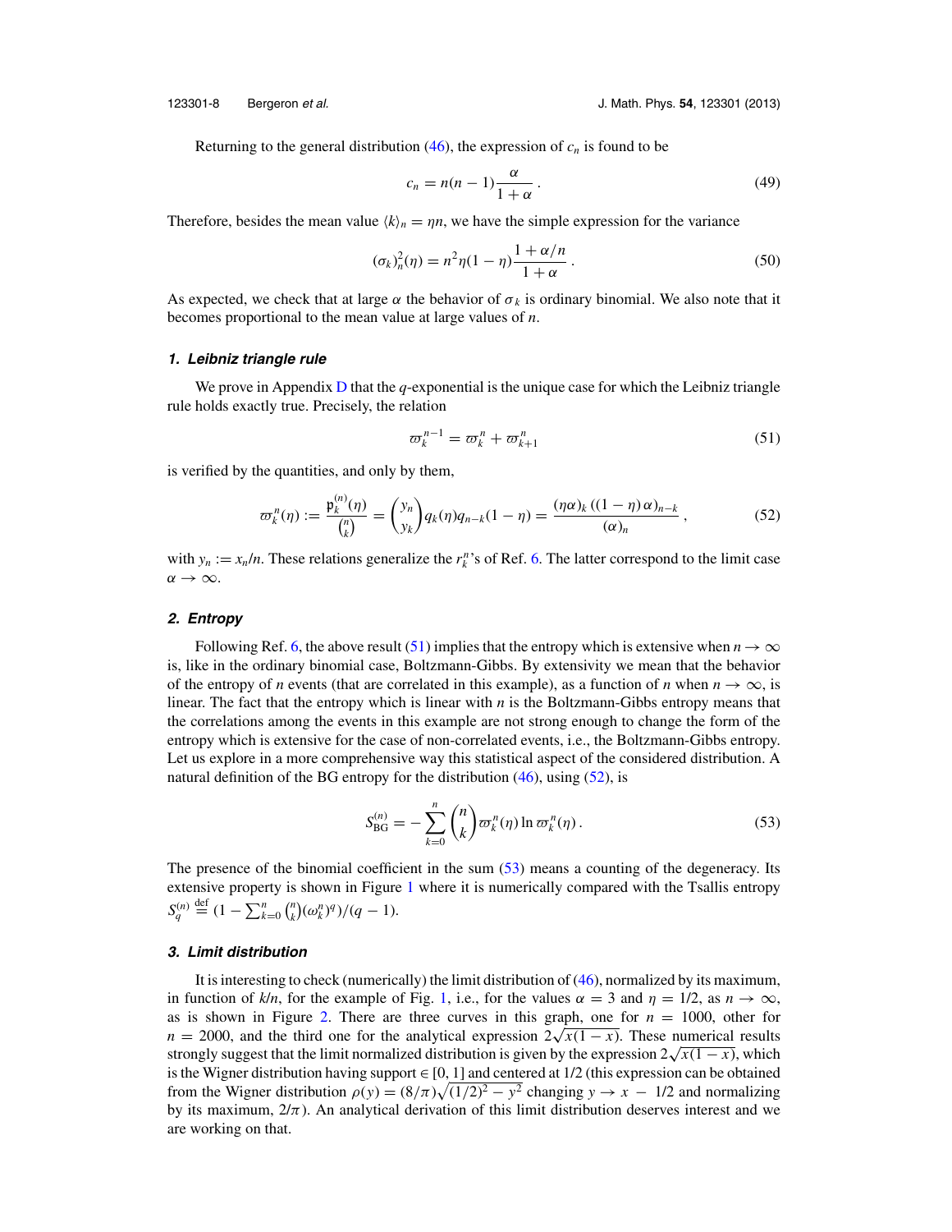Returning to the general distribution (46), the expression of $c_n$ is found to be

$$c_n = n(n-1)\frac{\alpha}{1+\alpha}\,. \tag{49}$$

Therefore, besides the mean value $\langle k\rangle_n = \eta n$, we have the simple expression for the variance

$$(\sigma_k)^2_n(\eta) = n^2\eta(1-\eta)\frac{1+\alpha/n}{1+\alpha}\,. \tag{50}$$

As expected, we check that at large $\alpha$ the behavior of $\sigma_k$ is ordinary binomial. We also note that it becomes proportional to the mean value at large values of $n$.

### 1. Leibniz triangle rule

We prove in Appendix D that the $q$-exponential is the unique case for which the Leibniz triangle rule holds exactly true. Precisely, the relation

$$\varpi_k^{n-1} = \varpi_k^n + \varpi_{k+1}^n \tag{51}$$

is verified by the quantities, and only by them,

$$\varpi_k^n(\eta) := \frac{\mathfrak{p}_k^{(n)}(\eta)}{\binom{n}{k}} = \binom{y_n}{y_k} q_k(\eta) q_{n-k}(1-\eta) = \frac{(\eta\alpha)_k\,((1-\eta)\,\alpha)_{n-k}}{(\alpha)_n}\,, \tag{52}$$

with $y_n := x_n/n$. These relations generalize the $r_k^n$'s of Ref. 6. The latter correspond to the limit case $\alpha \to \infty$.

### 2. Entropy

Following Ref. 6, the above result (51) implies that the entropy which is extensive when $n \to \infty$ is, like in the ordinary binomial case, Boltzmann-Gibbs. By extensivity we mean that the behavior of the entropy of $n$ events (that are correlated in this example), as a function of $n$ when $n \to \infty$, is linear. The fact that the entropy which is linear with $n$ is the Boltzmann-Gibbs entropy means that the correlations among the events in this example are not strong enough to change the form of the entropy which is extensive for the case of non-correlated events, i.e., the Boltzmann-Gibbs entropy. Let us explore in a more comprehensive way this statistical aspect of the considered distribution. A natural definition of the BG entropy for the distribution (46), using (52), is

$$S_{\rm BG}^{(n)} = -\sum_{k=0}^{n}\binom{n}{k}\varpi_k^n(\eta)\ln\varpi_k^n(\eta)\,. \tag{53}$$

The presence of the binomial coefficient in the sum (53) means a counting of the degeneracy. Its extensive property is shown in Figure 1 where it is numerically compared with the Tsallis entropy $S_q^{(n)} \stackrel{\rm def}{=} (1-\sum_{k=0}^{n}\binom{n}{k}(\omega_k^n)^q)/(q-1)$.

### 3. Limit distribution

It is interesting to check (numerically) the limit distribution of (46), normalized by its maximum, in function of $k/n$, for the example of Fig. 1, i.e., for the values $\alpha = 3$ and $\eta = 1/2$, as $n \to \infty$, as is shown in Figure 2. There are three curves in this graph, one for $n = 1000$, other for $n = 2000$, and the third one for the analytical expression $2\sqrt{x(1-x)}$. These numerical results strongly suggest that the limit normalized distribution is given by the expression $2\sqrt{x(1-x)}$, which is the Wigner distribution having support $\in [0, 1]$ and centered at 1/2 (this expression can be obtained from the Wigner distribution $\rho(y) = (8/\pi)\sqrt{(1/2)^2 - y^2}$ changing $y \to x - 1/2$ and normalizing by its maximum, $2/\pi$). An analytical derivation of this limit distribution deserves interest and we are working on that.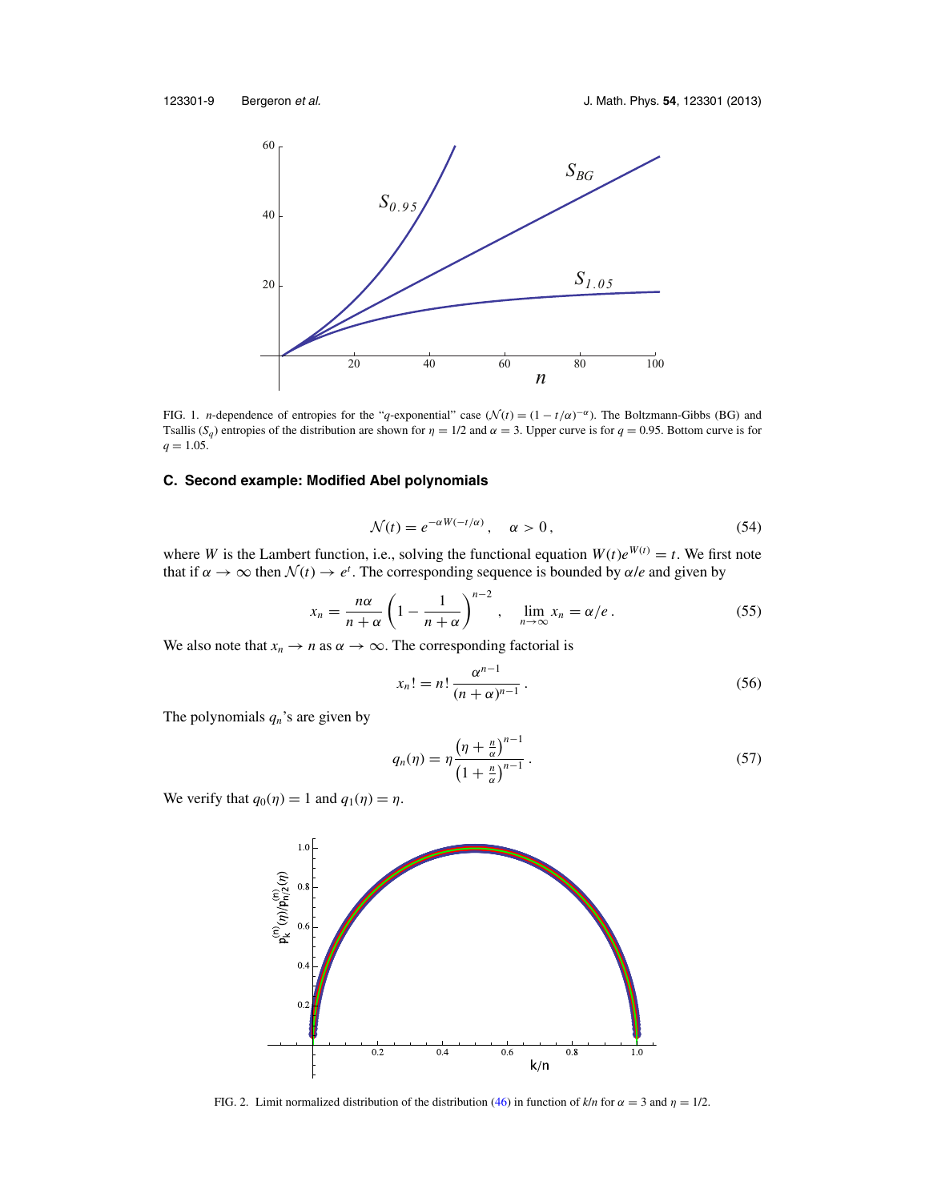FIG. 1. $n$-dependence of entropies for the "$q$-exponential" case ($\mathcal{N}(t) = (1 - t/\alpha)^{-\alpha}$). The Boltzmann-Gibbs (BG) and Tsallis ($S_q$) entropies of the distribution are shown for $\eta = 1/2$ and $\alpha = 3$. Upper curve is for $q = 0.95$. Bottom curve is for $q = 1.05$.

### C. Second example: Modified Abel polynomials

$$\mathcal{N}(t) = e^{-\alpha W(-t/\alpha)}\,, \quad \alpha > 0\,, \tag{54}$$

where $W$ is the Lambert function, i.e., solving the functional equation $W(t)e^{W(t)} = t$. We first note that if $\alpha \to \infty$ then $\mathcal{N}(t) \to e^t$. The corresponding sequence is bounded by $\alpha/e$ and given by

$$x_n = \frac{n\alpha}{n+\alpha}\left(1 - \frac{1}{n+\alpha}\right)^{n-2}\,, \quad \lim_{n\to\infty} x_n = \alpha/e\,. \tag{55}$$

We also note that $x_n \to n$ as $\alpha \to \infty$. The corresponding factorial is

$$x_n! = n!\,\frac{\alpha^{n-1}}{(n+\alpha)^{n-1}}\,. \tag{56}$$

The polynomials $q_n$'s are given by

$$q_n(\eta) = \eta\,\frac{\left(\eta + \frac{n}{\alpha}\right)^{n-1}}{\left(1 + \frac{n}{\alpha}\right)^{n-1}}\,. \tag{57}$$

We verify that $q_0(\eta) = 1$ and $q_1(\eta) = \eta$.

FIG. 2. Limit normalized distribution of the distribution (46) in function of $k/n$ for $\alpha = 3$ and $\eta = 1/2$.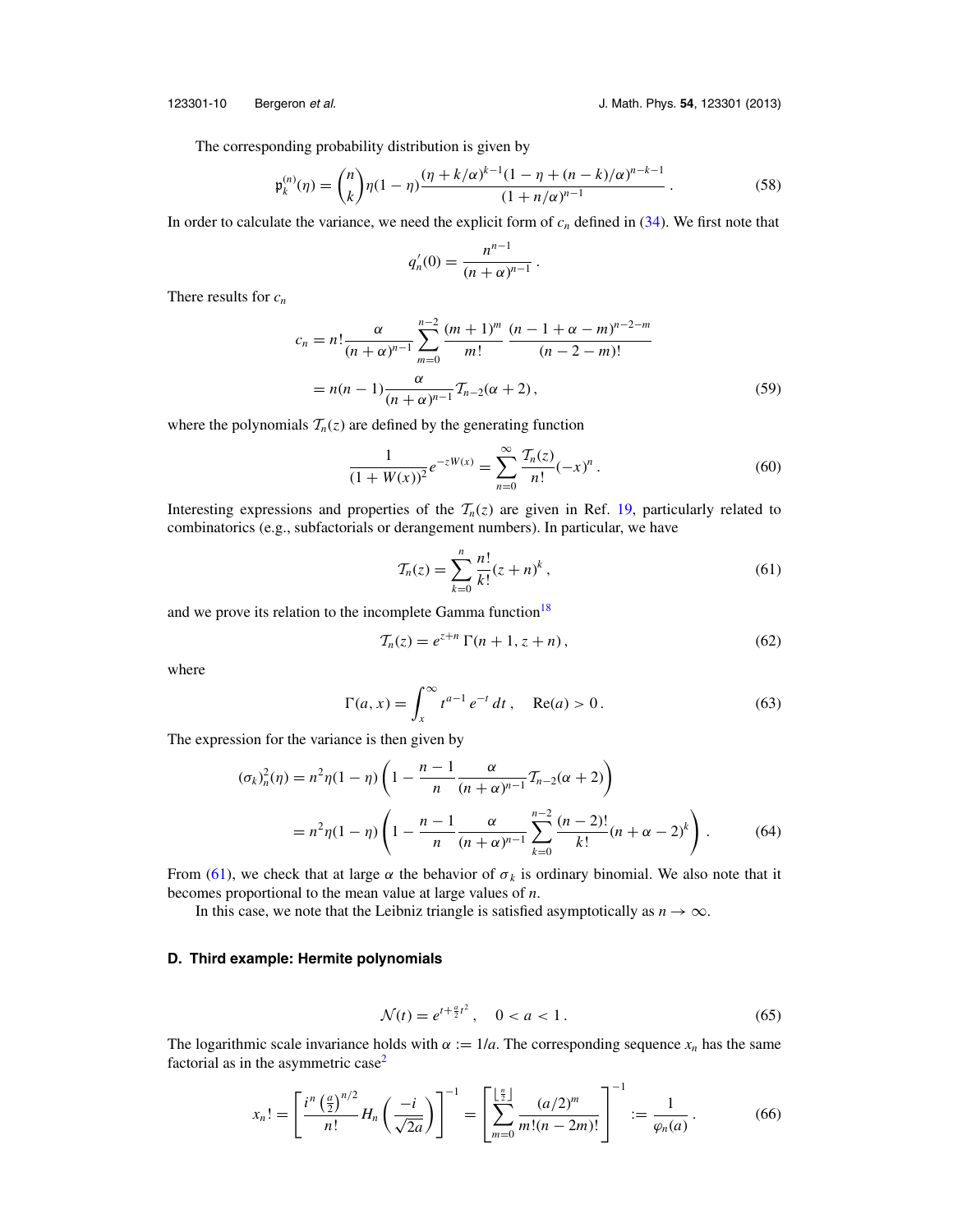The corresponding probability distribution is given by

$$\mathfrak{p}_k^{(n)}(\eta) = \binom{n}{k}\eta(1-\eta)\frac{(\eta + k/\alpha)^{k-1}(1-\eta+(n-k)/\alpha)^{n-k-1}}{(1+n/\alpha)^{n-1}}\,. \tag{58}$$

In order to calculate the variance, we need the explicit form of $c_n$ defined in (34). We first note that

$$q_n'(0) = \frac{n^{n-1}}{(n+\alpha)^{n-1}}\,.$$

There results for $c_n$

$$\begin{aligned} c_n &= n!\frac{\alpha}{(n+\alpha)^{n-1}}\sum_{m=0}^{n-2}\frac{(m+1)^m}{m!}\;\frac{(n-1+\alpha-m)^{n-2-m}}{(n-2-m)!} \\ &= n(n-1)\frac{\alpha}{(n+\alpha)^{n-1}}\mathcal{T}_{n-2}(\alpha+2)\,, \end{aligned} \tag{59}$$

where the polynomials $\mathcal{T}_n(z)$ are defined by the generating function

$$\frac{1}{(1+W(x))^2}e^{-zW(x)} = \sum_{n=0}^{\infty}\frac{\mathcal{T}_n(z)}{n!}(-x)^n\,. \tag{60}$$

Interesting expressions and properties of the $\mathcal{T}_n(z)$ are given in Ref. 19, particularly related to combinatorics (e.g., subfactorials or derangement numbers). In particular, we have

$$\mathcal{T}_n(z) = \sum_{k=0}^{n}\frac{n!}{k!}(z+n)^k\,, \tag{61}$$

and we prove its relation to the incomplete Gamma function[18]

$$\mathcal{T}_n(z) = e^{z+n}\,\Gamma(n+1, z+n)\,, \tag{62}$$

where

$$\Gamma(a,x) = \int_x^{\infty} t^{a-1}\,e^{-t}\,dt\,, \quad \mathrm{Re}(a) > 0\,. \tag{63}$$

The expression for the variance is then given by

$$\begin{aligned} (\sigma_k)_n^2(\eta) &= n^2\eta(1-\eta)\left(1 - \frac{n-1}{n}\frac{\alpha}{(n+\alpha)^{n-1}}\mathcal{T}_{n-2}(\alpha+2)\right) \\ &= n^2\eta(1-\eta)\left(1 - \frac{n-1}{n}\frac{\alpha}{(n+\alpha)^{n-1}}\sum_{k=0}^{n-2}\frac{(n-2)!}{k!}(n+\alpha-2)^k\right)\,. \end{aligned} \tag{64}$$

From (61), we check that at large $\alpha$ the behavior of $\sigma_k$ is ordinary binomial. We also note that it becomes proportional to the mean value at large values of $n$.

In this case, we note that the Leibniz triangle is satisfied asymptotically as $n \to \infty$.

### D. Third example: Hermite polynomials

$$\mathcal{N}(t) = e^{t + \frac{a}{2}t^2}\,, \quad 0 < a < 1\,. \tag{65}$$

The logarithmic scale invariance holds with $\alpha := 1/a$. The corresponding sequence $x_n$ has the same factorial as in the asymmetric case[2]

$$x_n! = \left[\frac{i^n\left(\frac{a}{2}\right)^{n/2}}{n!}H_n\left(\frac{-i}{\sqrt{2a}}\right)\right]^{-1} = \left[\sum_{m=0}^{\lfloor \frac{n}{2}\rfloor}\frac{(a/2)^m}{m!(n-2m)!}\right]^{-1} := \frac{1}{\varphi_n(a)}\,. \tag{66}$$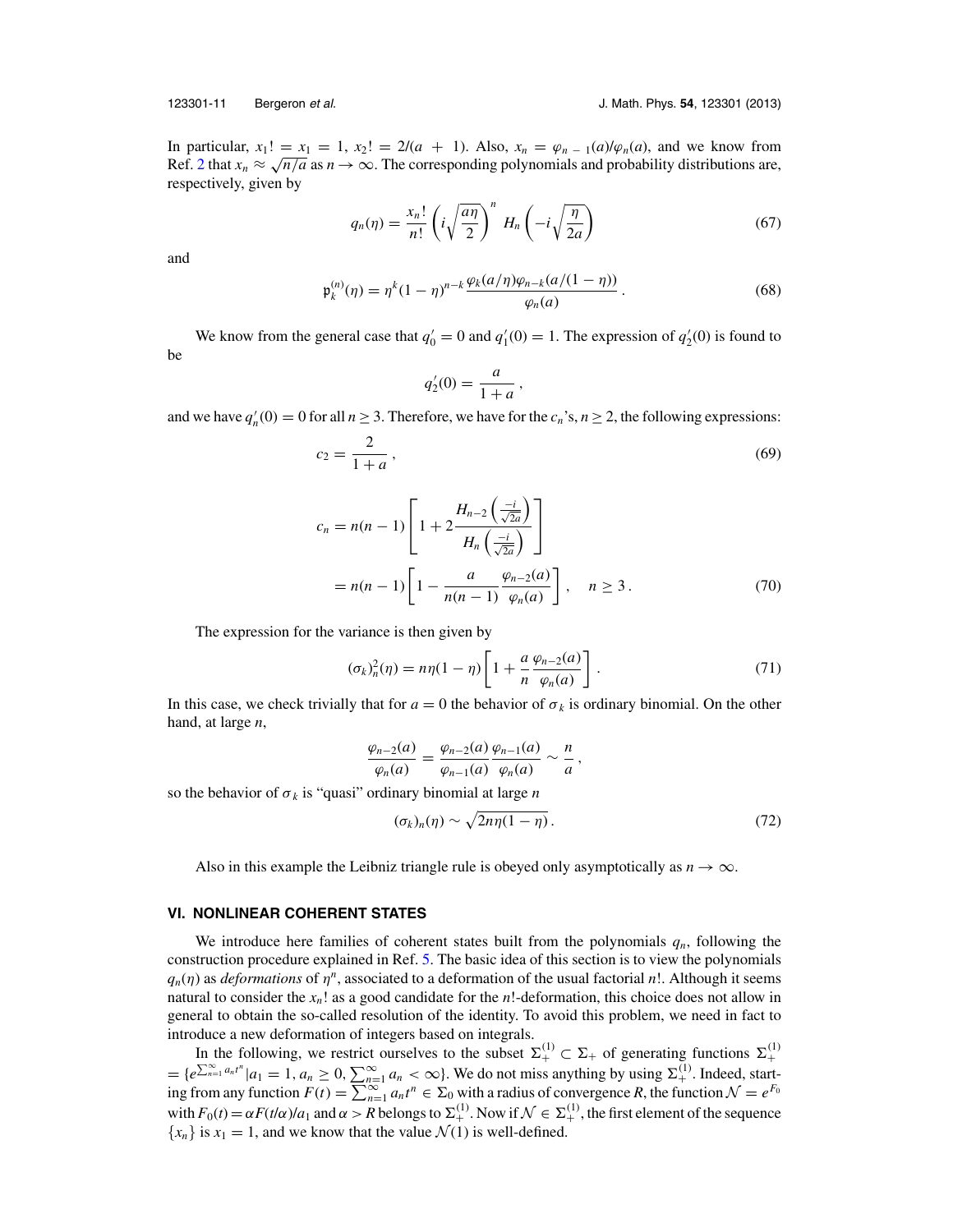In particular, $x_1! = x_1 = 1$, $x_2! = 2/(a + 1)$. Also, $x_n = \varphi_{n-1}(a)/\varphi_n(a)$, and we know from Ref. 2 that $x_n \approx \sqrt{n/a}$ as $n \to \infty$. The corresponding polynomials and probability distributions are, respectively, given by

$$q_n(\eta) = \frac{x_n!}{n!}\left(i\sqrt{\frac{a\eta}{2}}\right)^n H_n\left(-i\sqrt{\frac{\eta}{2a}}\right) \tag{67}$$

and

$$\mathfrak{p}_k^{(n)}(\eta) = \eta^k(1-\eta)^{n-k}\frac{\varphi_k(a/\eta)\varphi_{n-k}(a/(1-\eta))}{\varphi_n(a)}\,. \tag{68}$$

We know from the general case that $q_0' = 0$ and $q_1'(0) = 1$. The expression of $q_2'(0)$ is found to be

$$q_2'(0) = \frac{a}{1+a}\,,$$

and we have $q_n'(0) = 0$ for all $n \geq 3$. Therefore, we have for the $c_n$'s, $n \geq 2$, the following expressions:

$$c_2 = \frac{2}{1+a}\,, \tag{69}$$

$$\begin{aligned} c_n &= n(n-1)\left[1 + 2\frac{H_{n-2}\left(\frac{-i}{\sqrt{2a}}\right)}{H_n\left(\frac{-i}{\sqrt{2a}}\right)}\right] \\ &= n(n-1)\left[1 - \frac{a}{n(n-1)}\frac{\varphi_{n-2}(a)}{\varphi_n(a)}\right], \quad n \geq 3\,. \end{aligned} \tag{70}$$

The expression for the variance is then given by

$$(\sigma_k)_n^2(\eta) = n\eta(1-\eta)\left[1 + \frac{a}{n}\frac{\varphi_{n-2}(a)}{\varphi_n(a)}\right]. \tag{71}$$

In this case, we check trivially that for $a = 0$ the behavior of $\sigma_k$ is ordinary binomial. On the other hand, at large $n$,

$$\frac{\varphi_{n-2}(a)}{\varphi_n(a)} = \frac{\varphi_{n-2}(a)}{\varphi_{n-1}(a)}\frac{\varphi_{n-1}(a)}{\varphi_n(a)} \sim \frac{n}{a}\,,$$

so the behavior of $\sigma_k$ is "quasi" ordinary binomial at large $n$

$$(\sigma_k)_n(\eta) \sim \sqrt{2n\eta(1-\eta)}\,. \tag{72}$$

Also in this example the Leibniz triangle rule is obeyed only asymptotically as $n \to \infty$.

## VI. NONLINEAR COHERENT STATES

We introduce here families of coherent states built from the polynomials $q_n$, following the construction procedure explained in Ref. 5. The basic idea of this section is to view the polynomials $q_n(\eta)$ as *deformations* of $\eta^n$, associated to a deformation of the usual factorial $n!$. Although it seems natural to consider the $x_n!$ as a good candidate for the $n!$-deformation, this choice does not allow in general to obtain the so-called resolution of the identity. To avoid this problem, we need in fact to introduce a new deformation of integers based on integrals.

In the following, we restrict ourselves to the subset $\Sigma_+^{(1)} \subset \Sigma_+$ of generating functions $\Sigma_+^{(1)} = \{e^{\sum_{n=1}^{\infty} a_n t^n} | a_1 = 1, a_n \geq 0, \sum_{n=1}^{\infty} a_n < \infty\}$. We do not miss anything by using $\Sigma_+^{(1)}$. Indeed, starting from any function $F(t) = \sum_{n=1}^{\infty} a_n t^n \in \Sigma_0$ with a radius of convergence $R$, the function $\mathcal{N} = e^{F_0}$ with $F_0(t) = \alpha F(t/\alpha)/a_1$ and $\alpha > R$ belongs to $\Sigma_+^{(1)}$. Now if $\mathcal{N} \in \Sigma_+^{(1)}$, the first element of the sequence $\{x_n\}$ is $x_1 = 1$, and we know that the value $\mathcal{N}(1)$ is well-defined.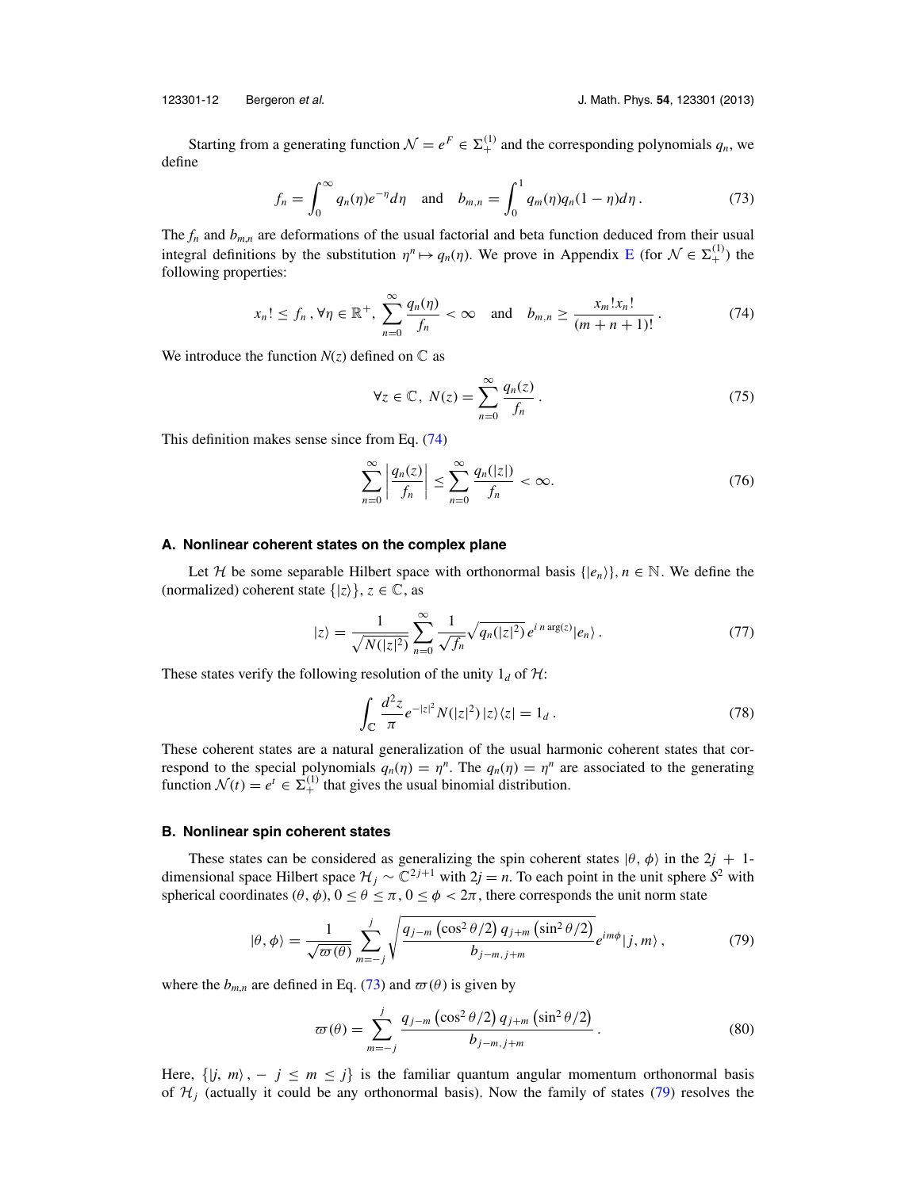Starting from a generating function $\mathcal{N} = e^F \in \Sigma_+^{(1)}$ and the corresponding polynomials $q_n$, we define

$$f_n = \int_0^\infty q_n(\eta) e^{-\eta} d\eta \quad \text{and} \quad b_{m,n} = \int_0^1 q_m(\eta) q_n(1-\eta) d\eta \,. \tag{73}$$

The $f_n$ and $b_{m,n}$ are deformations of the usual factorial and beta function deduced from their usual integral definitions by the substitution $\eta^n \mapsto q_n(\eta)$. We prove in Appendix E (for $\mathcal{N} \in \Sigma_+^{(1)}$) the following properties:

$$x_n! \leq f_n \,, \forall \eta \in \mathbb{R}^+, \; \sum_{n=0}^{\infty} \frac{q_n(\eta)}{f_n} < \infty \quad \text{and} \quad b_{m,n} \geq \frac{x_m! x_n!}{(m+n+1)!} \,. \tag{74}$$

We introduce the function $N(z)$ defined on $\mathbb{C}$ as

$$\forall z \in \mathbb{C}, \; N(z) = \sum_{n=0}^{\infty} \frac{q_n(z)}{f_n} \,. \tag{75}$$

This definition makes sense since from Eq. (74)

$$\sum_{n=0}^{\infty} \left| \frac{q_n(z)}{f_n} \right| \leq \sum_{n=0}^{\infty} \frac{q_n(|z|)}{f_n} < \infty. \tag{76}$$

### A. Nonlinear coherent states on the complex plane

Let $\mathcal{H}$ be some separable Hilbert space with orthonormal basis $\{|e_n\rangle\}$, $n \in \mathbb{N}$. We define the (normalized) coherent state $\{|z\rangle\}$, $z \in \mathbb{C}$, as

$$|z\rangle = \frac{1}{\sqrt{N(|z|^2)}} \sum_{n=0}^{\infty} \frac{1}{\sqrt{f_n}} \sqrt{q_n(|z|^2)}\, e^{i\, n \arg(z)} |e_n\rangle \,. \tag{77}$$

These states verify the following resolution of the unity $1_d$ of $\mathcal{H}$:

$$\int_{\mathbb{C}} \frac{d^2 z}{\pi} e^{-|z|^2} N(|z|^2)\, |z\rangle\langle z| = 1_d \,. \tag{78}$$

These coherent states are a natural generalization of the usual harmonic coherent states that correspond to the special polynomials $q_n(\eta) = \eta^n$. The $q_n(\eta) = \eta^n$ are associated to the generating function $\mathcal{N}(t) = e^t \in \Sigma_+^{(1)}$ that gives the usual binomial distribution.

### B. Nonlinear spin coherent states

These states can be considered as generalizing the spin coherent states $|\theta, \phi\rangle$ in the $2j + 1$-dimensional space Hilbert space $\mathcal{H}_j \sim \mathbb{C}^{2j+1}$ with $2j = n$. To each point in the unit sphere $S^2$ with spherical coordinates $(\theta, \phi)$, $0 \leq \theta \leq \pi$, $0 \leq \phi < 2\pi$, there corresponds the unit norm state

$$|\theta, \phi\rangle = \frac{1}{\sqrt{\varpi(\theta)}} \sum_{m=-j}^{j} \sqrt{\frac{q_{j-m}\left(\cos^2 \theta/2\right) q_{j+m}\left(\sin^2 \theta/2\right)}{b_{j-m,\, j+m}}}\, e^{im\phi} |j, m\rangle \,, \tag{79}$$

where the $b_{m,n}$ are defined in Eq. (73) and $\varpi(\theta)$ is given by

$$\varpi(\theta) = \sum_{m=-j}^{j} \frac{q_{j-m}\left(\cos^2 \theta/2\right) q_{j+m}\left(\sin^2 \theta/2\right)}{b_{j-m,\, j+m}} \,. \tag{80}$$

Here, $\{|j, m\rangle\,, -j \leq m \leq j\}$ is the familiar quantum angular momentum orthonormal basis of $\mathcal{H}_j$ (actually it could be any orthonormal basis). Now the family of states (79) resolves the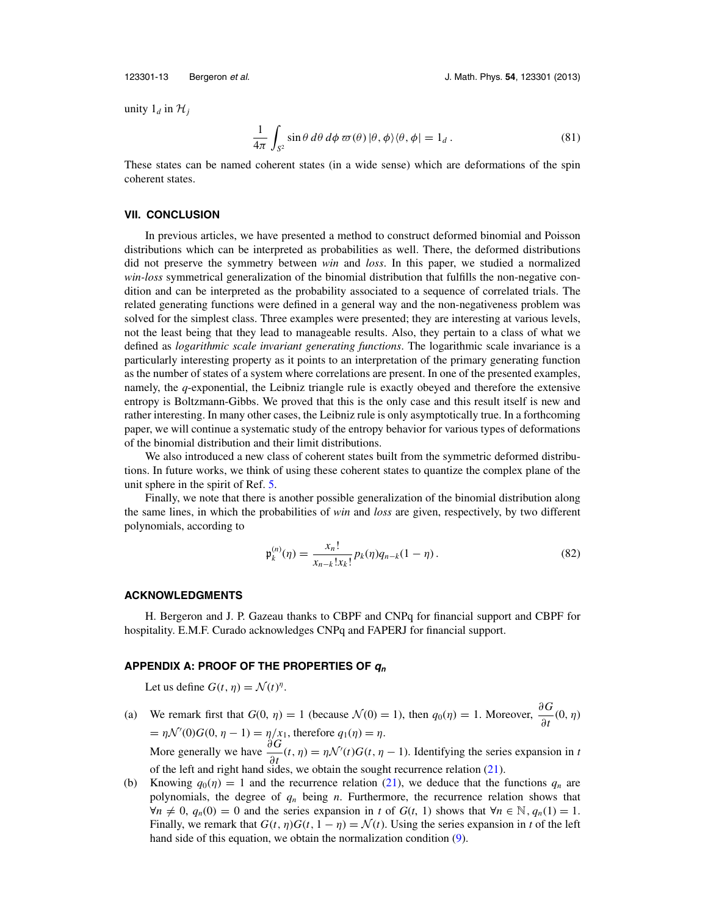unity $1_d$ in $\mathcal{H}_j$

$$\frac{1}{4\pi}\int_{S^2}\sin\theta\, d\theta\, d\phi\, \varpi(\theta)\,|\theta,\phi\rangle\langle\theta,\phi| = 1_d\,. \tag{81}$$

These states can be named coherent states (in a wide sense) which are deformations of the spin coherent states.

## VII. CONCLUSION

In previous articles, we have presented a method to construct deformed binomial and Poisson distributions which can be interpreted as probabilities as well. There, the deformed distributions did not preserve the symmetry between *win* and *loss*. In this paper, we studied a normalized *win-loss* symmetrical generalization of the binomial distribution that fulfills the non-negative condition and can be interpreted as the probability associated to a sequence of correlated trials. The related generating functions were defined in a general way and the non-negativeness problem was solved for the simplest class. Three examples were presented; they are interesting at various levels, not the least being that they lead to manageable results. Also, they pertain to a class of what we defined as *logarithmic scale invariant generating functions*. The logarithmic scale invariance is a particularly interesting property as it points to an interpretation of the primary generating function as the number of states of a system where correlations are present. In one of the presented examples, namely, the $q$-exponential, the Leibniz triangle rule is exactly obeyed and therefore the extensive entropy is Boltzmann-Gibbs. We proved that this is the only case and this result itself is new and rather interesting. In many other cases, the Leibniz rule is only asymptotically true. In a forthcoming paper, we will continue a systematic study of the entropy behavior for various types of deformations of the binomial distribution and their limit distributions.

We also introduced a new class of coherent states built from the symmetric deformed distributions. In future works, we think of using these coherent states to quantize the complex plane of the unit sphere in the spirit of Ref. 5.

Finally, we note that there is another possible generalization of the binomial distribution along the same lines, in which the probabilities of *win* and *loss* are given, respectively, by two different polynomials, according to

$$\mathfrak{p}_k^{(n)}(\eta) = \frac{x_n!}{x_{n-k}!x_k!}\,p_k(\eta)q_{n-k}(1-\eta)\,. \tag{82}$$

## ACKNOWLEDGMENTS

H. Bergeron and J. P. Gazeau thanks to CBPF and CNPq for financial support and CBPF for hospitality. E.M.F. Curado acknowledges CNPq and FAPERJ for financial support.

## APPENDIX A: PROOF OF THE PROPERTIES OF $q_n$

Let us define $G(t,\eta) = \mathcal{N}(t)^\eta$.

(a) We remark first that $G(0,\eta) = 1$ (because $\mathcal{N}(0) = 1$), then $q_0(\eta) = 1$. Moreover, $\dfrac{\partial G}{\partial t}(0,\eta) = \eta\mathcal{N}'(0)G(0,\eta-1) = \eta/x_1$, therefore $q_1(\eta) = \eta$.
More generally we have $\dfrac{\partial G}{\partial t}(t,\eta) = \eta\mathcal{N}'(t)G(t,\eta-1)$. Identifying the series expansion in $t$ of the left and right hand sides, we obtain the sought recurrence relation (21).

(b) Knowing $q_0(\eta) = 1$ and the recurrence relation (21), we deduce that the functions $q_n$ are polynomials, the degree of $q_n$ being $n$. Furthermore, the recurrence relation shows that $\forall n \neq 0$, $q_n(0) = 0$ and the series expansion in $t$ of $G(t,1)$ shows that $\forall n \in \mathbb{N}$, $q_n(1) = 1$. Finally, we remark that $G(t,\eta)G(t,1-\eta) = \mathcal{N}(t)$. Using the series expansion in $t$ of the left hand side of this equation, we obtain the normalization condition (9).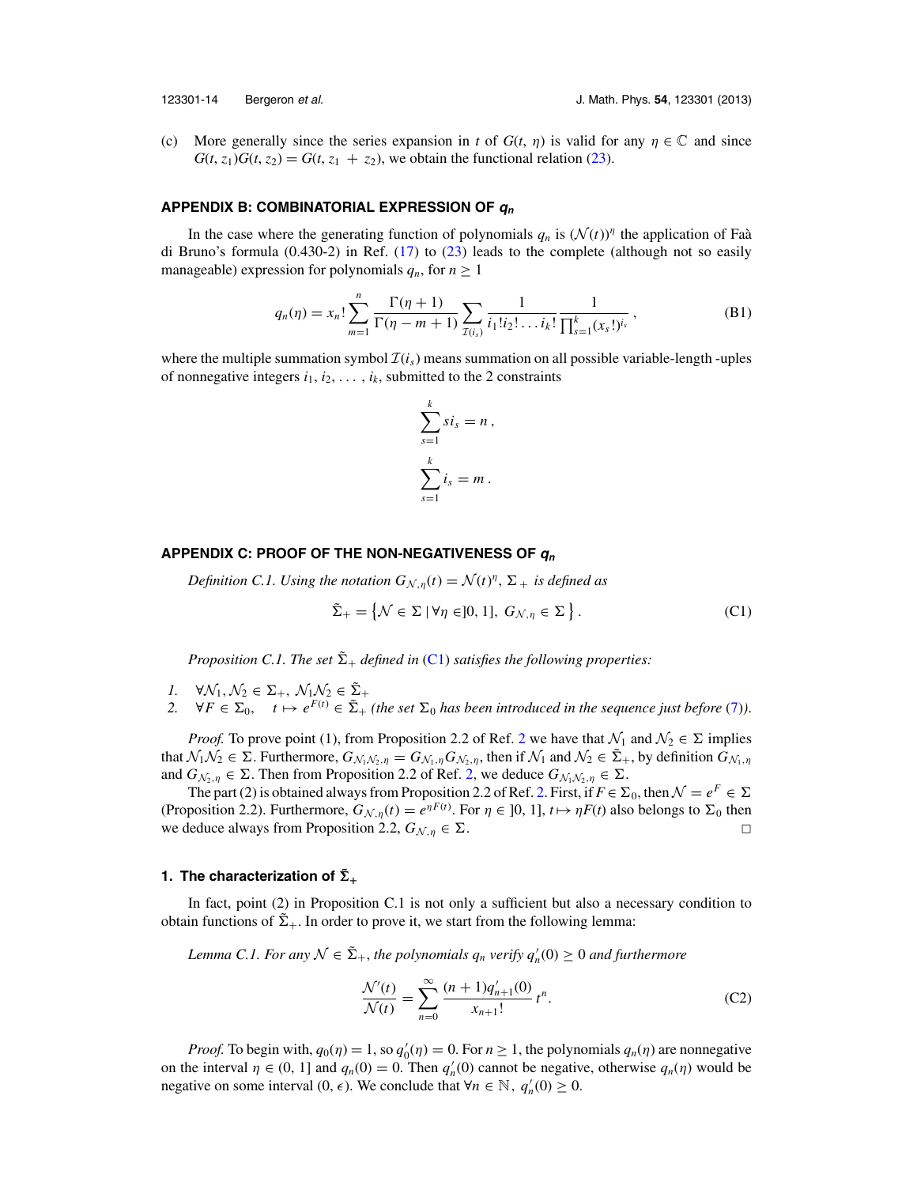(c) More generally since the series expansion in $t$ of $G(t, \eta)$ is valid for any $\eta \in \mathbb{C}$ and since $G(t, z_1)G(t, z_2) = G(t, z_1 + z_2)$, we obtain the functional relation (23).

## APPENDIX B: COMBINATORIAL EXPRESSION OF $q_n$

In the case where the generating function of polynomials $q_n$ is $(\mathcal{N}(t))^\eta$ the application of Faà di Bruno's formula (0.430-2) in Ref. (17) to (23) leads to the complete (although not so easily manageable) expression for polynomials $q_n$, for $n \geq 1$

$$q_n(\eta) = x_n! \sum_{m=1}^{n} \frac{\Gamma(\eta+1)}{\Gamma(\eta-m+1)} \sum_{\mathcal{I}(i_s)} \frac{1}{i_1! i_2! \ldots i_k!} \frac{1}{\prod_{s=1}^{k}(x_s!)^{i_s}}, \tag{B1}$$

where the multiple summation symbol $\mathcal{I}(i_s)$ means summation on all possible variable-length -uples of nonnegative integers $i_1, i_2, \ldots, i_k$, submitted to the 2 constraints

$$\sum_{s=1}^{k} s i_s = n,$$

$$\sum_{s=1}^{k} i_s = m.$$

## APPENDIX C: PROOF OF THE NON-NEGATIVENESS OF $q_n$

*Definition C.1. Using the notation $G_{\mathcal{N},\eta}(t) = \mathcal{N}(t)^\eta$, $\Sigma_+$ is defined as*

$$\tilde{\Sigma}_+ = \left\{\mathcal{N} \in \Sigma \,|\, \forall \eta \in ]0, 1],\ G_{\mathcal{N},\eta} \in \Sigma \right\}. \tag{C1}$$

*Proposition C.1. The set $\tilde{\Sigma}_+$ defined in (C1) satisfies the following properties:*

1. $\forall \mathcal{N}_1, \mathcal{N}_2 \in \Sigma_+,\ \mathcal{N}_1\mathcal{N}_2 \in \tilde{\Sigma}_+$
2. $\forall F \in \Sigma_0, \quad t \mapsto e^{F(t)} \in \tilde{\Sigma}_+$ *(the set $\Sigma_0$ has been introduced in the sequence just before (7)).*

*Proof.* To prove point (1), from Proposition 2.2 of Ref. 2 we have that $\mathcal{N}_1$ and $\mathcal{N}_2 \in \Sigma$ implies that $\mathcal{N}_1\mathcal{N}_2 \in \Sigma$. Furthermore, $G_{\mathcal{N}_1\mathcal{N}_2,\eta} = G_{\mathcal{N}_1,\eta}G_{\mathcal{N}_2,\eta}$, then if $\mathcal{N}_1$ and $\mathcal{N}_2 \in \tilde{\Sigma}_+$, by definition $G_{\mathcal{N}_1,\eta}$ and $G_{\mathcal{N}_2,\eta} \in \Sigma$. Then from Proposition 2.2 of Ref. 2, we deduce $G_{\mathcal{N}_1\mathcal{N}_2,\eta} \in \Sigma$.

The part (2) is obtained always from Proposition 2.2 of Ref. 2. First, if $F \in \Sigma_0$, then $\mathcal{N} = e^F \in \Sigma$ (Proposition 2.2). Furthermore, $G_{\mathcal{N},\eta}(t) = e^{\eta F(t)}$. For $\eta \in ]0, 1]$, $t \mapsto \eta F(t)$ also belongs to $\Sigma_0$ then we deduce always from Proposition 2.2, $G_{\mathcal{N},\eta} \in \Sigma$. □

### 1. The characterization of $\tilde{\Sigma}_+$

In fact, point (2) in Proposition C.1 is not only a sufficient but also a necessary condition to obtain functions of $\tilde{\Sigma}_+$. In order to prove it, we start from the following lemma:

*Lemma C.1. For any $\mathcal{N} \in \tilde{\Sigma}_+$, the polynomials $q_n$ verify $q_n'(0) \geq 0$ and furthermore*

$$\frac{\mathcal{N}'(t)}{\mathcal{N}(t)} = \sum_{n=0}^{\infty} \frac{(n+1)q_{n+1}'(0)}{x_{n+1}!} t^n. \tag{C2}$$

*Proof.* To begin with, $q_0(\eta) = 1$, so $q_0'(\eta) = 0$. For $n \geq 1$, the polynomials $q_n(\eta)$ are nonnegative on the interval $\eta \in (0, 1]$ and $q_n(0) = 0$. Then $q_n'(0)$ cannot be negative, otherwise $q_n(\eta)$ would be negative on some interval $(0, \epsilon)$. We conclude that $\forall n \in \mathbb{N},\ q_n'(0) \geq 0$.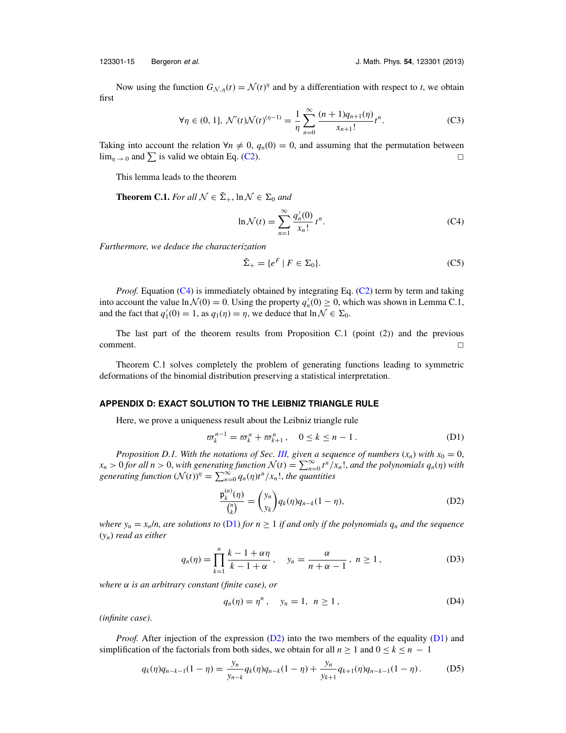Now using the function $G_{\mathcal{N},\eta}(t) = \mathcal{N}(t)^\eta$ and by a differentiation with respect to $t$, we obtain first

$$\forall \eta \in (0,1],\ \mathcal{N}'(t)\mathcal{N}(t)^{(\eta-1)} = \frac{1}{\eta}\sum_{n=0}^{\infty}\frac{(n+1)q_{n+1}(\eta)}{x_{n+1}!}t^n. \tag{C3}$$

Taking into account the relation $\forall n \neq 0,\ q_n(0) = 0$, and assuming that the permutation between $\lim_{\eta\to 0}$ and $\sum$ is valid we obtain Eq. (C2). □

This lemma leads to the theorem

**Theorem C.1.** *For all $\mathcal{N} \in \tilde{\Sigma}_+$, $\ln\mathcal{N} \in \Sigma_0$ and*

$$\ln\mathcal{N}(t) = \sum_{n=1}^{\infty}\frac{q_n'(0)}{x_n!}t^n. \tag{C4}$$

*Furthermore, we deduce the characterization*

$$\tilde{\Sigma}_+ = \{e^F \mid F \in \Sigma_0\}. \tag{C5}$$

*Proof.* Equation (C4) is immediately obtained by integrating Eq. (C2) term by term and taking into account the value $\ln\mathcal{N}(0) = 0$. Using the property $q_n'(0) \geq 0$, which was shown in Lemma C.1, and the fact that $q_1'(0) = 1$, as $q_1(\eta) = \eta$, we deduce that $\ln\mathcal{N} \in \Sigma_0$.

The last part of the theorem results from Proposition C.1 (point (2)) and the previous comment. □

Theorem C.1 solves completely the problem of generating functions leading to symmetric deformations of the binomial distribution preserving a statistical interpretation.

## APPENDIX D: EXACT SOLUTION TO THE LEIBNIZ TRIANGLE RULE

Here, we prove a uniqueness result about the Leibniz triangle rule

$$\varpi_k^{n-1} = \varpi_k^n + \varpi_{k+1}^n, \quad 0 \leq k \leq n-1. \tag{D1}$$

*Proposition D.1. With the notations of Sec. III, given a sequence of numbers $(x_n)$ with $x_0 = 0$, $x_n > 0$ for all $n > 0$, with generating function $\mathcal{N}(t) = \sum_{n=0}^{\infty} t^n/x_n!$, and the polynomials $q_n(\eta)$ with generating function $(\mathcal{N}(t))^\eta = \sum_{n=0}^{\infty} q_n(\eta)t^n/x_n!$, the quantities*

$$\frac{\mathfrak{p}_k^{(n)}(\eta)}{\binom{n}{k}} = \binom{y_n}{y_k} q_k(\eta)q_{n-k}(1-\eta), \tag{D2}$$

*where $y_n = x_n/n$, are solutions to (D1) for $n \geq 1$ if and only if the polynomials $q_n$ and the sequence $(y_n)$ read as either*

$$q_n(\eta) = \prod_{k=1}^{n}\frac{k-1+\alpha\eta}{k-1+\alpha}, \quad y_n = \frac{\alpha}{n+\alpha-1}, \ n \geq 1, \tag{D3}$$

*where $\alpha$ is an arbitrary constant (finite case), or*

$$q_n(\eta) = \eta^n, \quad y_n = 1, \ n \geq 1, \tag{D4}$$

*(infinite case).*

*Proof.* After injection of the expression (D2) into the two members of the equality (D1) and simplification of the factorials from both sides, we obtain for all $n \geq 1$ and $0 \leq k \leq n-1$

$$q_k(\eta)q_{n-k-1}(1-\eta) = \frac{y_n}{y_{n-k}}q_k(\eta)q_{n-k}(1-\eta) + \frac{y_n}{y_{k+1}}q_{k+1}(\eta)q_{n-k-1}(1-\eta). \tag{D5}$$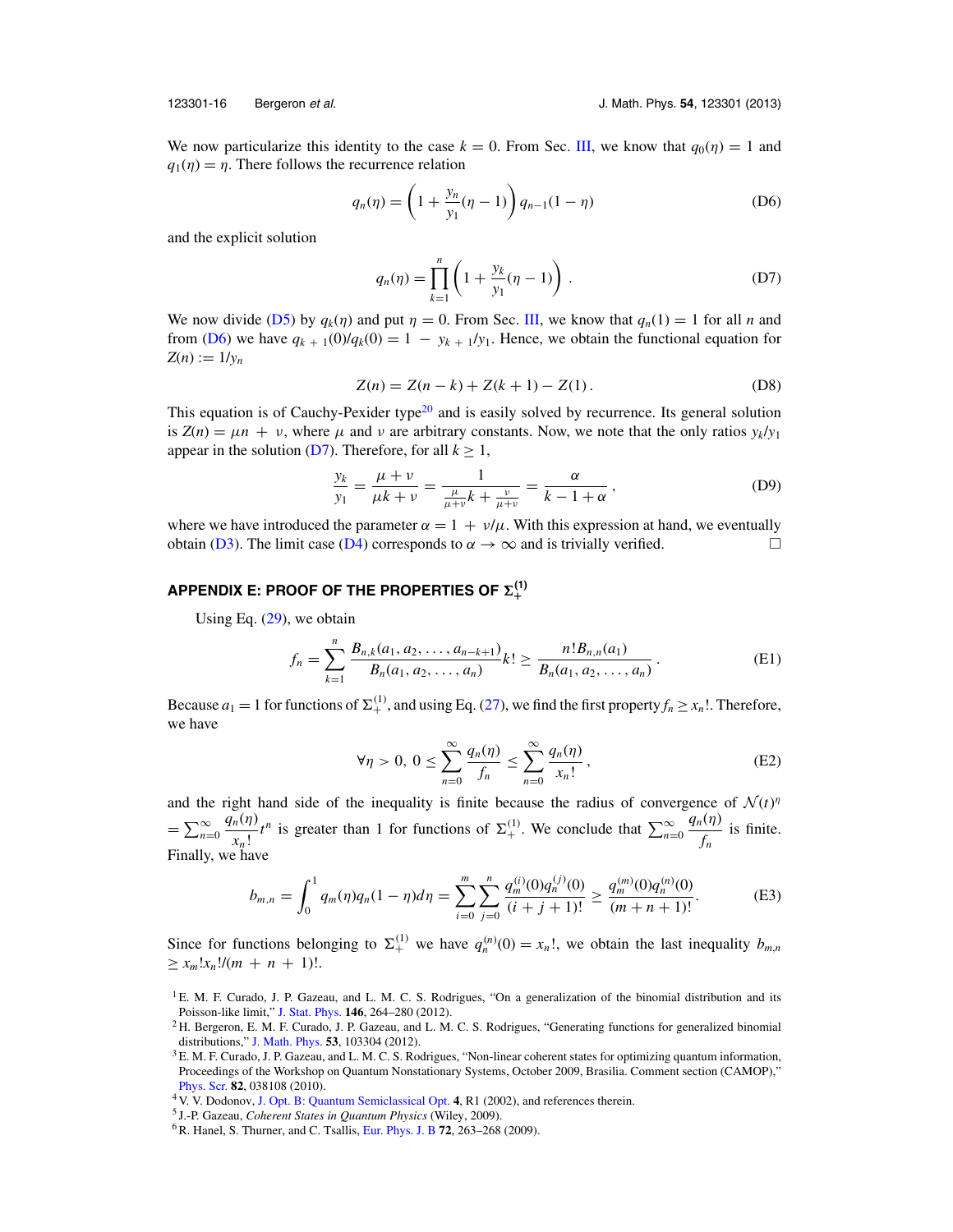We now particularize this identity to the case $k = 0$. From Sec. III, we know that $q_0(\eta) = 1$ and $q_1(\eta) = \eta$. There follows the recurrence relation

$$q_n(\eta) = \left(1 + \frac{y_n}{y_1}(\eta - 1)\right) q_{n-1}(1 - \eta) \tag{D6}$$

and the explicit solution

$$q_n(\eta) = \prod_{k=1}^{n} \left(1 + \frac{y_k}{y_1}(\eta - 1)\right) . \tag{D7}$$

We now divide (D5) by $q_k(\eta)$ and put $\eta = 0$. From Sec. III, we know that $q_n(1) = 1$ for all $n$ and from (D6) we have $q_{k+1}(0)/q_k(0) = 1 - y_{k+1}/y_1$. Hence, we obtain the functional equation for $Z(n) := 1/y_n$

$$Z(n) = Z(n - k) + Z(k + 1) - Z(1) . \tag{D8}$$

This equation is of Cauchy-Pexider type[20] and is easily solved by recurrence. Its general solution is $Z(n) = \mu n + \nu$, where $\mu$ and $\nu$ are arbitrary constants. Now, we note that the only ratios $y_k/y_1$ appear in the solution (D7). Therefore, for all $k \geq 1$,

$$\frac{y_k}{y_1} = \frac{\mu + \nu}{\mu k + \nu} = \frac{1}{\frac{\mu}{\mu+\nu} k + \frac{\nu}{\mu+\nu}} = \frac{\alpha}{k - 1 + \alpha} , \tag{D9}$$

where we have introduced the parameter $\alpha = 1 + \nu/\mu$. With this expression at hand, we eventually obtain (D3). The limit case (D4) corresponds to $\alpha \to \infty$ and is trivially verified. □

## APPENDIX E: PROOF OF THE PROPERTIES OF $\Sigma_+^{(1)}$

Using Eq. (29), we obtain

$$f_n = \sum_{k=1}^{n} \frac{B_{n,k}(a_1, a_2, \ldots, a_{n-k+1})}{B_n(a_1, a_2, \ldots, a_n)} k! \geq \frac{n! B_{n,n}(a_1)}{B_n(a_1, a_2, \ldots, a_n)} . \tag{E1}$$

Because $a_1 = 1$ for functions of $\Sigma_+^{(1)}$, and using Eq. (27), we find the first property $f_n \geq x_n!$. Therefore, we have

$$\forall \eta > 0,\ 0 \leq \sum_{n=0}^{\infty} \frac{q_n(\eta)}{f_n} \leq \sum_{n=0}^{\infty} \frac{q_n(\eta)}{x_n!} , \tag{E2}$$

and the right hand side of the inequality is finite because the radius of convergence of $\mathcal{N}(t)^\eta = \sum_{n=0}^{\infty} \frac{q_n(\eta)}{x_n!} t^n$ is greater than 1 for functions of $\Sigma_+^{(1)}$. We conclude that $\sum_{n=0}^{\infty} \frac{q_n(\eta)}{f_n}$ is finite. Finally, we have

$$b_{m,n} = \int_0^1 q_m(\eta) q_n(1 - \eta) d\eta = \sum_{i=0}^{m} \sum_{j=0}^{n} \frac{q_m^{(i)}(0) q_n^{(j)}(0)}{(i + j + 1)!} \geq \frac{q_m^{(m)}(0) q_n^{(n)}(0)}{(m + n + 1)!} . \tag{E3}$$

Since for functions belonging to $\Sigma_+^{(1)}$ we have $q_n^{(n)}(0) = x_n!$, we obtain the last inequality $b_{m,n} \geq x_m! x_n!/(m + n + 1)!$.

[1] E. M. F. Curado, J. P. Gazeau, and L. M. C. S. Rodrigues, "On a generalization of the binomial distribution and its Poisson-like limit," J. Stat. Phys. **146**, 264–280 (2012).

[2] H. Bergeron, E. M. F. Curado, J. P. Gazeau, and L. M. C. S. Rodrigues, "Generating functions for generalized binomial distributions," J. Math. Phys. **53**, 103304 (2012).

[3] E. M. F. Curado, J. P. Gazeau, and L. M. C. S. Rodrigues, "Non-linear coherent states for optimizing quantum information, Proceedings of the Workshop on Quantum Nonstationary Systems, October 2009, Brasilia. Comment section (CAMOP)," Phys. Scr. **82**, 038108 (2010).

[4] V. V. Dodonov, J. Opt. B: Quantum Semiclassical Opt. **4**, R1 (2002), and references therein.

[5] J.-P. Gazeau, *Coherent States in Quantum Physics* (Wiley, 2009).

[6] R. Hanel, S. Thurner, and C. Tsallis, Eur. Phys. J. B **72**, 263–268 (2009).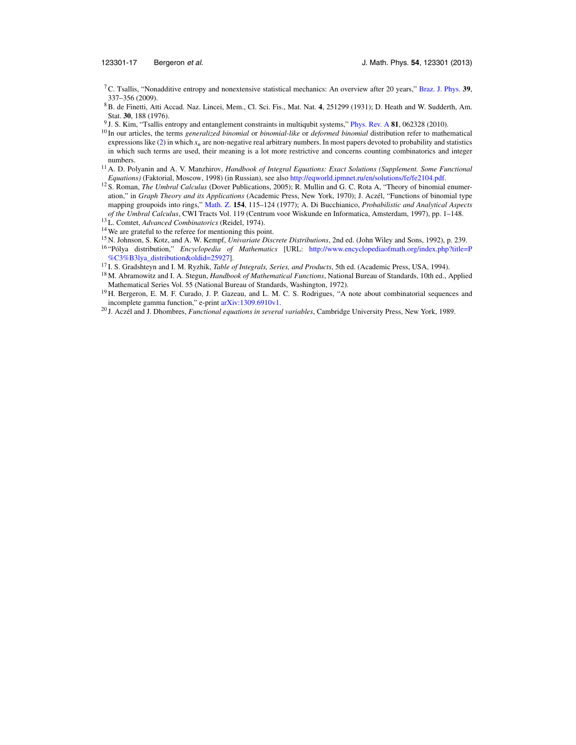[7] C. Tsallis, "Nonadditive entropy and nonextensive statistical mechanics: An overview after 20 years," Braz. J. Phys. **39**, 337–356 (2009).

[8] B. de Finetti, Atti Accad. Naz. Lincei, Mem., Cl. Sci. Fis., Mat. Nat. **4**, 251299 (1931); D. Heath and W. Sudderth, Am. Stat. **30**, 188 (1976).

[9] J. S. Kim, "Tsallis entropy and entanglement constraints in multiqubit systems," Phys. Rev. A **81**, 062328 (2010).

[10] In our articles, the terms *generalized binomial* or *binomial-like* or *deformed binomial* distribution refer to mathematical expressions like (2) in which $x_n$ are non-negative real arbitrary numbers. In most papers devoted to probability and statistics in which such terms are used, their meaning is a lot more restrictive and concerns counting combinatorics and integer numbers.

[11] A. D. Polyanin and A. V. Manzhirov, *Handbook of Integral Equations: Exact Solutions (Supplement. Some Functional Equations)* (Faktorial, Moscow, 1998) (in Russian), see also http://eqworld.ipmnet.ru/en/solutions/fe/fe2104.pdf.

[12] S. Roman, *The Umbral Calculus* (Dover Publications, 2005); R. Mullin and G. C. Rota A, "Theory of binomial enumeration," in *Graph Theory and its Applications* (Academic Press, New York, 1970); J. Aczél, "Functions of binomial type mapping groupoids into rings," Math. Z. **154**, 115–124 (1977); A. Di Bucchianico, *Probabilistic and Analytical Aspects of the Umbral Calculus*, CWI Tracts Vol. 119 (Centrum voor Wiskunde en Informatica, Amsterdam, 1997), pp. 1–148.

[13] L. Comtet, *Advanced Combinatorics* (Reidel, 1974).

[14] We are grateful to the referee for mentioning this point.

[15] N. Johnson, S. Kotz, and A. W. Kempf, *Univariate Discrete Distributions*, 2nd ed. (John Wiley and Sons, 1992), p. 239.

[16] "Pólya distribution," *Encyclopedia of Mathematics* [URL: http://www.encyclopediaofmath.org/index.php?title=P%C3%B3lya_distribution&oldid=25927].

[17] I. S. Gradshteyn and I. M. Ryzhik, *Table of Integrals, Series, and Products*, 5th ed. (Academic Press, USA, 1994).

[18] M. Abramowitz and I. A. Stegun, *Handbook of Mathematical Functions*, National Bureau of Standards, 10th ed., Applied Mathematical Series Vol. 55 (National Bureau of Standards, Washington, 1972).

[19] H. Bergeron, E. M. F. Curado, J. P. Gazeau, and L. M. C. S. Rodrigues, "A note about combinatorial sequences and incomplete gamma function," e-print arXiv:1309.6910v1.

[20] J. Aczél and J. Dhombres, *Functional equations in several variables*, Cambridge University Press, New York, 1989.